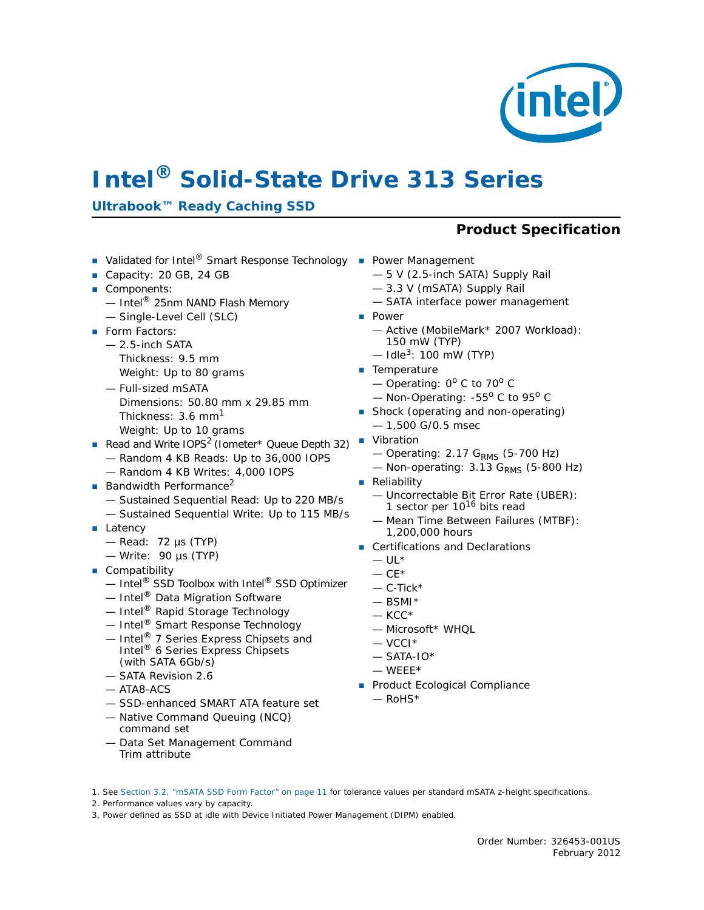# Intel® Solid-State Drive 313 Series

## Ultrabook™ Ready Caching SSD

**Product Specification**

- Validated for Intel® Smart Response Technology
- Capacity: 20 GB, 24 GB
- Components:
  - Intel® 25nm NAND Flash Memory
  - Single-Level Cell (SLC)
- Form Factors:
  - 2.5-inch SATA
    Thickness: 9.5 mm
    Weight: Up to 80 grams
  - Full-sized mSATA
    Dimensions: 50.80 mm x 29.85 mm
    Thickness: 3.6 mm[1]
    Weight: Up to 10 grams
- Read and Write IOPS[2] (Iometer* Queue Depth 32)
  - Random 4 KB Reads: Up to 36,000 IOPS
  - Random 4 KB Writes: 4,000 IOPS
- Bandwidth Performance[2]
  - Sustained Sequential Read: Up to 220 MB/s
  - Sustained Sequential Write: Up to 115 MB/s
- Latency
  - Read: 72 µs (TYP)
  - Write: 90 µs (TYP)
- Compatibility
  - Intel® SSD Toolbox with Intel® SSD Optimizer
  - Intel® Data Migration Software
  - Intel® Rapid Storage Technology
  - Intel® Smart Response Technology
  - Intel® 7 Series Express Chipsets and Intel® 6 Series Express Chipsets (with SATA 6Gb/s)
  - SATA Revision 2.6
  - ATA8-ACS
  - SSD-enhanced SMART ATA feature set
  - Native Command Queuing (NCQ) command set
  - Data Set Management Command Trim attribute
- Power Management
  - 5 V (2.5-inch SATA) Supply Rail
  - 3.3 V (mSATA) Supply Rail
  - SATA interface power management
- Power
  - Active (MobileMark* 2007 Workload): 150 mW (TYP)
  - Idle[3]: 100 mW (TYP)
- Temperature
  - Operating: 0° C to 70° C
  - Non-Operating: -55° C to 95° C
- Shock (operating and non-operating)
  - 1,500 G/0.5 msec
- Vibration
  - Operating: 2.17 $G_{RMS}$ (5-700 Hz)
  - Non-operating: 3.13 $G_{RMS}$ (5-800 Hz)
- Reliability
  - Uncorrectable Bit Error Rate (UBER): 1 sector per $10^{16}$ bits read
  - Mean Time Between Failures (MTBF): 1,200,000 hours
- Certifications and Declarations
  - UL*
  - CE*
  - C-Tick*
  - BSMI*
  - KCC*
  - Microsoft* WHQL
  - VCCI*
  - SATA-IO*
  - WEEE*
- Product Ecological Compliance
  - RoHS*

1. See Section 3.2, "mSATA SSD Form Factor" on page 11 for tolerance values per standard mSATA z-height specifications.
2. Performance values vary by capacity.
3. Power defined as SSD at idle with Device Initiated Power Management (DIPM) enabled.

Order Number: 326453-001US
February 2012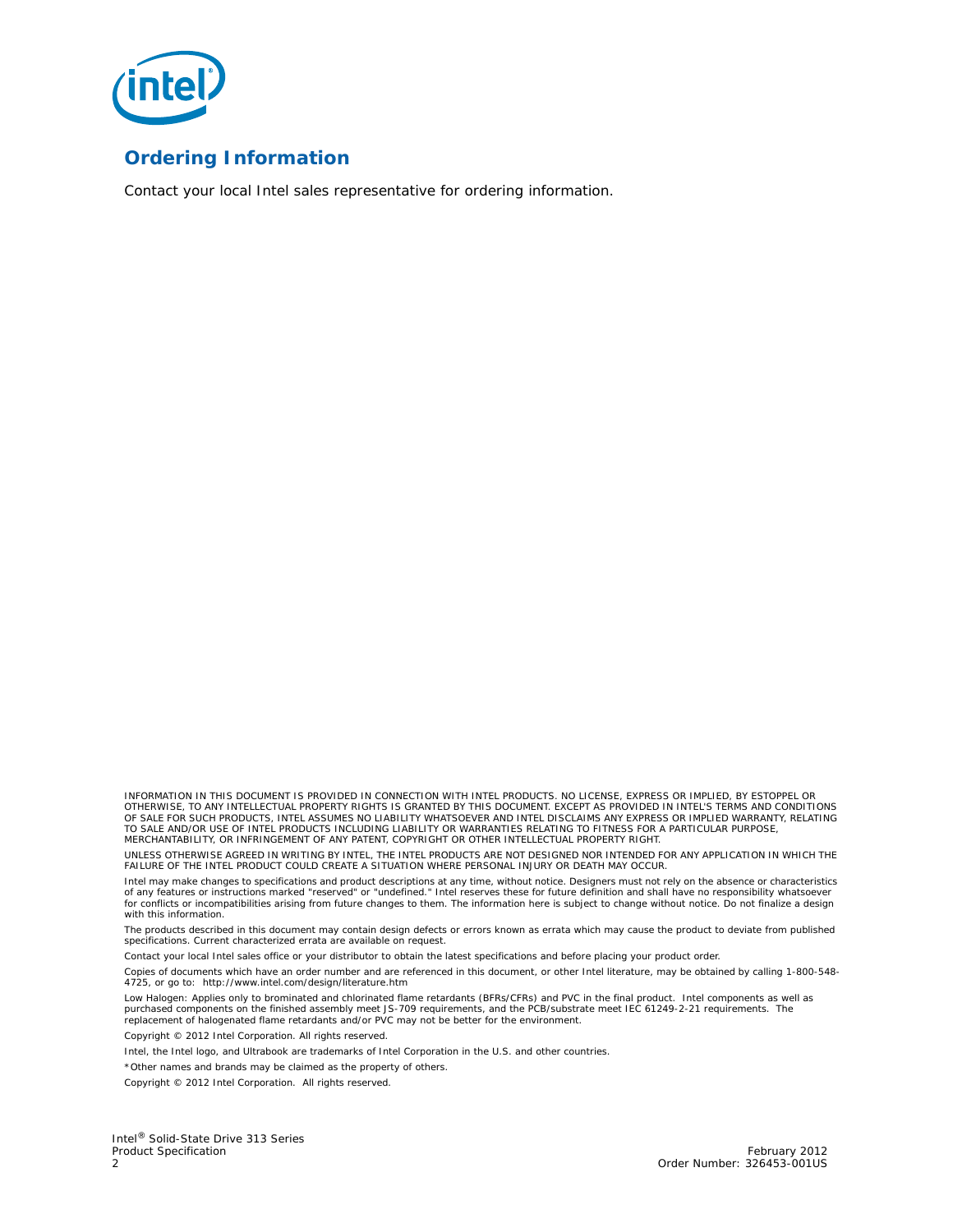## Ordering Information

Contact your local Intel sales representative for ordering information.

INFORMATION IN THIS DOCUMENT IS PROVIDED IN CONNECTION WITH INTEL PRODUCTS. NO LICENSE, EXPRESS OR IMPLIED, BY ESTOPPEL OR OTHERWISE, TO ANY INTELLECTUAL PROPERTY RIGHTS IS GRANTED BY THIS DOCUMENT. EXCEPT AS PROVIDED IN INTEL'S TERMS AND CONDITIONS OF SALE FOR SUCH PRODUCTS, INTEL ASSUMES NO LIABILITY WHATSOEVER AND INTEL DISCLAIMS ANY EXPRESS OR IMPLIED WARRANTY, RELATING TO SALE AND/OR USE OF INTEL PRODUCTS INCLUDING LIABILITY OR WARRANTIES RELATING TO FITNESS FOR A PARTICULAR PURPOSE, MERCHANTABILITY, OR INFRINGEMENT OF ANY PATENT, COPYRIGHT OR OTHER INTELLECTUAL PROPERTY RIGHT.

UNLESS OTHERWISE AGREED IN WRITING BY INTEL, THE INTEL PRODUCTS ARE NOT DESIGNED NOR INTENDED FOR ANY APPLICATION IN WHICH THE FAILURE OF THE INTEL PRODUCT COULD CREATE A SITUATION WHERE PERSONAL INJURY OR DEATH MAY OCCUR.

Intel may make changes to specifications and product descriptions at any time, without notice. Designers must not rely on the absence or characteristics of any features or instructions marked "reserved" or "undefined." Intel reserves these for future definition and shall have no responsibility whatsoever for conflicts or incompatibilities arising from future changes to them. The information here is subject to change without notice. Do not finalize a design with this information.

The products described in this document may contain design defects or errors known as errata which may cause the product to deviate from published specifications. Current characterized errata are available on request.

Contact your local Intel sales office or your distributor to obtain the latest specifications and before placing your product order.

Copies of documents which have an order number and are referenced in this document, or other Intel literature, may be obtained by calling 1-800-548-4725, or go to: http://www.intel.com/design/literature.htm

Low Halogen: Applies only to brominated and chlorinated flame retardants (BFRs/CFRs) and PVC in the final product. Intel components as well as purchased components on the finished assembly meet JS-709 requirements, and the PCB/substrate meet IEC 61249-2-21 requirements. The replacement of halogenated flame retardants and/or PVC may not be better for the environment.

Copyright © 2012 Intel Corporation. All rights reserved.

Intel, the Intel logo, and Ultrabook are trademarks of Intel Corporation in the U.S. and other countries.

*Other names and brands may be claimed as the property of others.

Copyright © 2012 Intel Corporation. All rights reserved.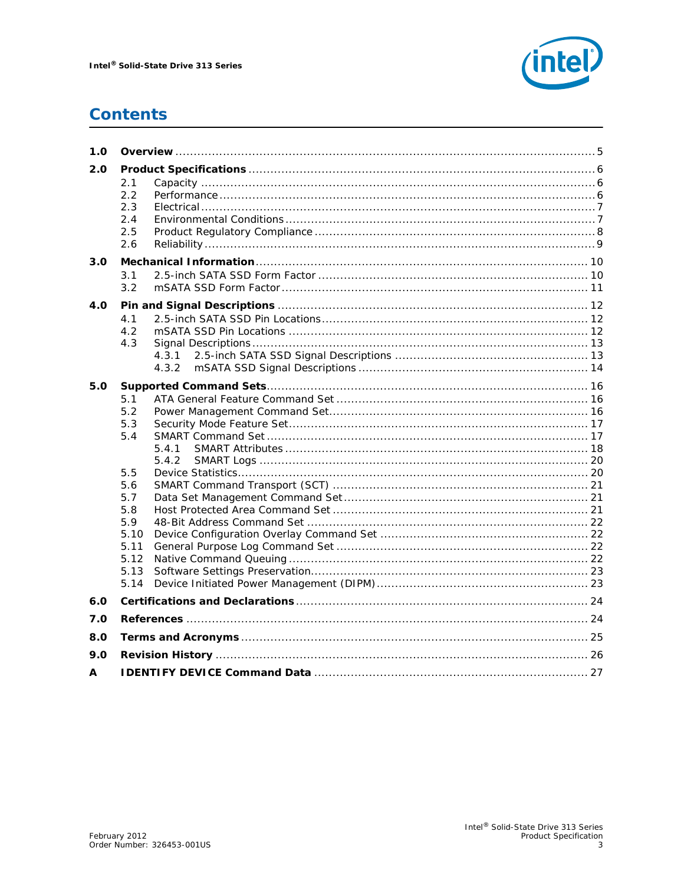# Contents

**1.0 Overview** ........................................................................................................ 5

**2.0 Product Specifications** ...................................................................................... 6

- 2.1 Capacity ........................................................................................................ 6
- 2.2 Performance ................................................................................................... 6
- 2.3 Electrical ........................................................................................................ 7
- 2.4 Environmental Conditions ................................................................................ 7
- 2.5 Product Regulatory Compliance ........................................................................ 8
- 2.6 Reliability ....................................................................................................... 9

**3.0 Mechanical Information** ................................................................................... 10

- 3.1 2.5-inch SATA SSD Form Factor ...................................................................... 10
- 3.2 mSATA SSD Form Factor ................................................................................ 11

**4.0 Pin and Signal Descriptions** ............................................................................. 12

- 4.1 2.5-inch SATA SSD Pin Locations ..................................................................... 12
- 4.2 mSATA SSD Pin Locations ............................................................................... 12
- 4.3 Signal Descriptions ......................................................................................... 13
  - 4.3.1 2.5-inch SATA SSD Signal Descriptions ................................................... 13
  - 4.3.2 mSATA SSD Signal Descriptions ............................................................ 14

**5.0 Supported Command Sets** ................................................................................ 16

- 5.1 ATA General Feature Command Set .................................................................. 16
- 5.2 Power Management Command Set .................................................................... 16
- 5.3 Security Mode Feature Set ............................................................................... 17
- 5.4 SMART Command Set ..................................................................................... 17
  - 5.4.1 SMART Attributes ................................................................................ 18
  - 5.4.2 SMART Logs ....................................................................................... 20
- 5.5 Device Statistics ............................................................................................. 20
- 5.6 SMART Command Transport (SCT) ................................................................... 21
- 5.7 Data Set Management Command Set ................................................................ 21
- 5.8 Host Protected Area Command Set ................................................................... 21
- 5.9 48-Bit Address Command Set .......................................................................... 22
- 5.10 Device Configuration Overlay Command Set ..................................................... 22
- 5.11 General Purpose Log Command Set ................................................................. 22
- 5.12 Native Command Queuing ............................................................................... 22
- 5.13 Software Settings Preservation ......................................................................... 23
- 5.14 Device Initiated Power Management (DIPM) ....................................................... 23

**6.0 Certifications and Declarations** ......................................................................... 24

**7.0 References** ...................................................................................................... 24

**8.0 Terms and Acronyms** ....................................................................................... 25

**9.0 Revision History** .............................................................................................. 26

**A IDENTIFY DEVICE Command Data** ........................................................................ 27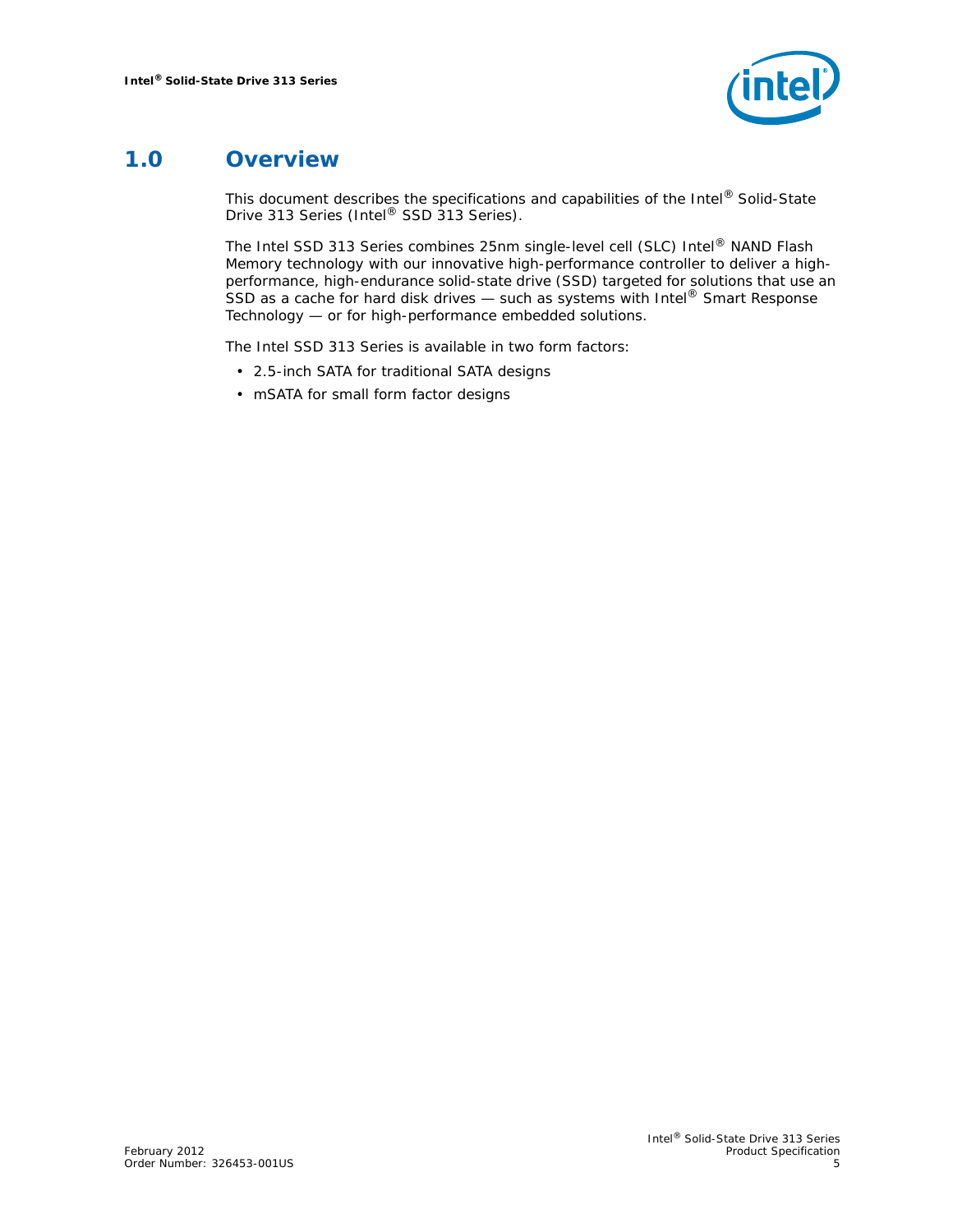# 1.0 Overview

This document describes the specifications and capabilities of the Intel® Solid-State Drive 313 Series (Intel® SSD 313 Series).

The Intel SSD 313 Series combines 25nm single-level cell (SLC) Intel® NAND Flash Memory technology with our innovative high-performance controller to deliver a high-performance, high-endurance solid-state drive (SSD) targeted for solutions that use an SSD as a cache for hard disk drives — such as systems with Intel® Smart Response Technology — or for high-performance embedded solutions.

The Intel SSD 313 Series is available in two form factors:

- 2.5-inch SATA for traditional SATA designs
- mSATA for small form factor designs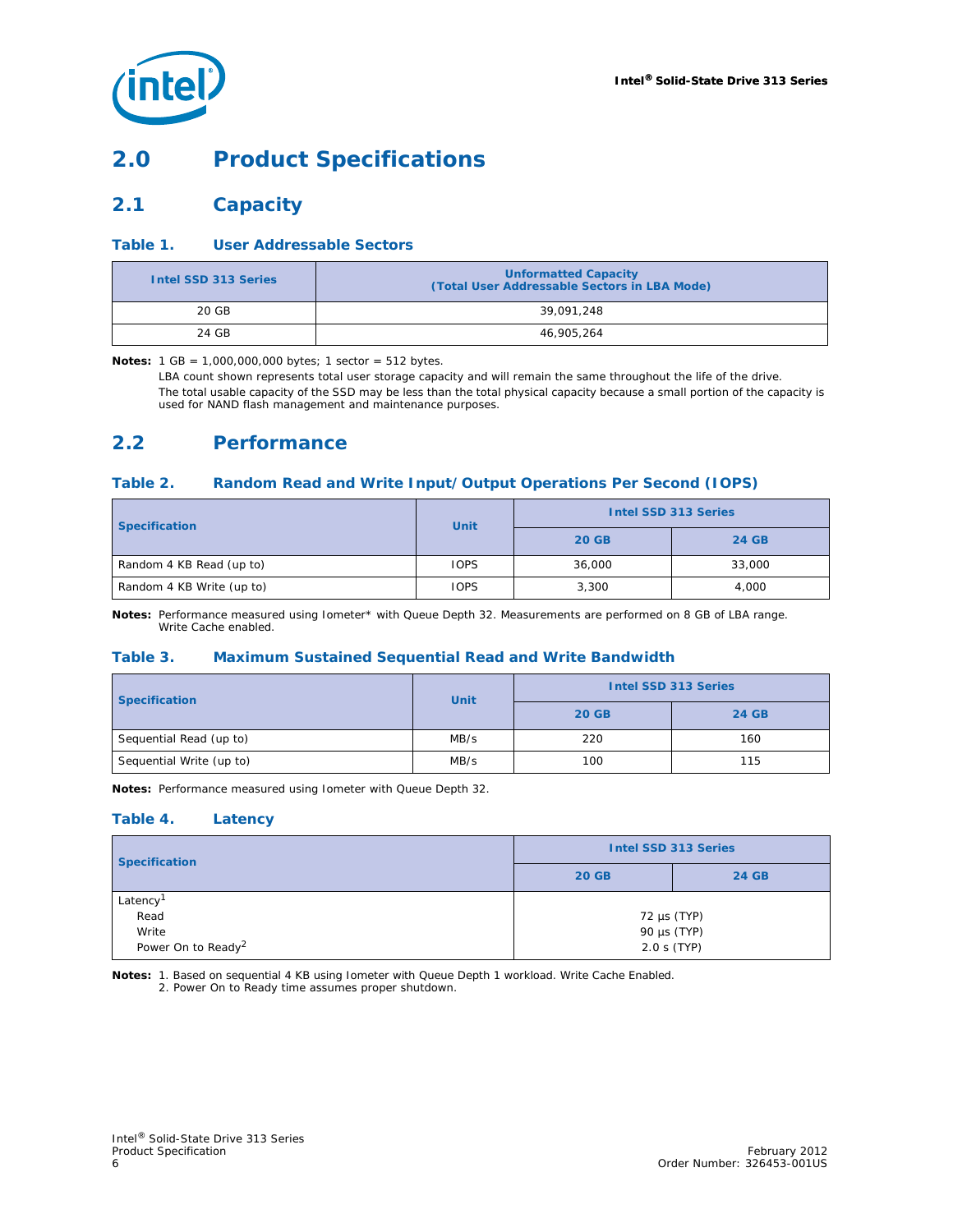# 2.0 Product Specifications

## 2.1 Capacity

### Table 1. User Addressable Sectors

| Intel SSD 313 Series | Unformatted Capacity (Total User Addressable Sectors in LBA Mode) |
|---|---|
| 20 GB | 39,091,248 |
| 24 GB | 46,905,264 |

**Notes:** 1 GB = 1,000,000,000 bytes; 1 sector = 512 bytes.
LBA count shown represents total user storage capacity and will remain the same throughout the life of the drive.
The total usable capacity of the SSD may be less than the total physical capacity because a small portion of the capacity is used for NAND flash management and maintenance purposes.

## 2.2 Performance

### Table 2. Random Read and Write Input/Output Operations Per Second (IOPS)

| Specification | Unit | Intel SSD 313 Series | |
|---|---|---|---|
| | | 20 GB | 24 GB |
| Random 4 KB Read (up to) | IOPS | 36,000 | 33,000 |
| Random 4 KB Write (up to) | IOPS | 3,300 | 4,000 |

**Notes:** Performance measured using Iometer* with Queue Depth 32. Measurements are performed on 8 GB of LBA range. Write Cache enabled.

### Table 3. Maximum Sustained Sequential Read and Write Bandwidth

| Specification | Unit | Intel SSD 313 Series | |
|---|---|---|---|
| | | 20 GB | 24 GB |
| Sequential Read (up to) | MB/s | 220 | 160 |
| Sequential Write (up to) | MB/s | 100 | 115 |

**Notes:** Performance measured using Iometer with Queue Depth 32.

### Table 4. Latency

| Specification | Intel SSD 313 Series | |
|---|---|---|
| | 20 GB | 24 GB |
| Latency[1] | | |
| Read | 72 µs (TYP) | |
| Write | 90 µs (TYP) | |
| Power On to Ready[2] | 2.0 s (TYP) | |

**Notes:** 1. Based on sequential 4 KB using Iometer with Queue Depth 1 workload. Write Cache Enabled.
2. Power On to Ready time assumes proper shutdown.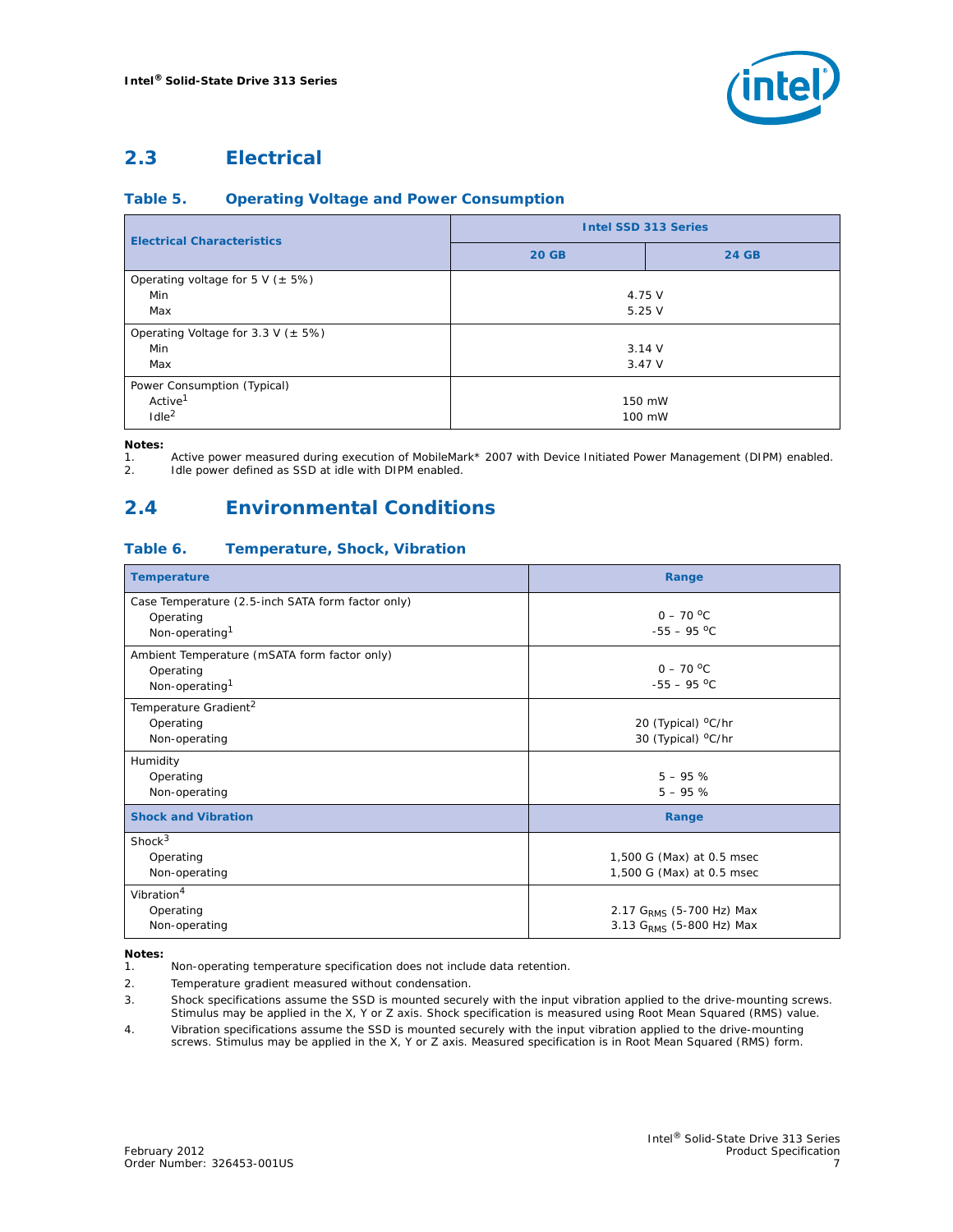## 2.3 Electrical

### Table 5. Operating Voltage and Power Consumption

| Electrical Characteristics | Intel SSD 313 Series | |
|---|---|---|
| | 20 GB | 24 GB |
| Operating voltage for 5 V (± 5%)<br>Min<br>Max | 4.75 V<br>5.25 V | |
| Operating Voltage for 3.3 V (± 5%)<br>Min<br>Max | 3.14 V<br>3.47 V | |
| Power Consumption (Typical)<br>Active[1]<br>Idle[2] | 150 mW<br>100 mW | |

**Notes:**

1. Active power measured during execution of MobileMark* 2007 with Device Initiated Power Management (DIPM) enabled.
2. Idle power defined as SSD at idle with DIPM enabled.

## 2.4 Environmental Conditions

### Table 6. Temperature, Shock, Vibration

| Temperature | Range |
|---|---|
| Case Temperature (2.5-inch SATA form factor only)<br>Operating<br>Non-operating[1] | 0 – 70 °C<br>-55 – 95 °C |
| Ambient Temperature (mSATA form factor only)<br>Operating<br>Non-operating[1] | 0 – 70 °C<br>-55 – 95 °C |
| Temperature Gradient[2]<br>Operating<br>Non-operating | 20 (Typical) °C/hr<br>30 (Typical) °C/hr |
| Humidity<br>Operating<br>Non-operating | 5 – 95 %<br>5 – 95 % |
| **Shock and Vibration** | **Range** |
| Shock[3]<br>Operating<br>Non-operating | 1,500 G (Max) at 0.5 msec<br>1,500 G (Max) at 0.5 msec |
| Vibration[4]<br>Operating<br>Non-operating | 2.17 $G_{RMS}$ (5-700 Hz) Max<br>3.13 $G_{RMS}$ (5-800 Hz) Max |

**Notes:**

1. Non-operating temperature specification does not include data retention.
2. Temperature gradient measured without condensation.
3. Shock specifications assume the SSD is mounted securely with the input vibration applied to the drive-mounting screws. Stimulus may be applied in the X, Y or Z axis. Shock specification is measured using Root Mean Squared (RMS) value.
4. Vibration specifications assume the SSD is mounted securely with the input vibration applied to the drive-mounting screws. Stimulus may be applied in the X, Y or Z axis. Measured specification is in Root Mean Squared (RMS) form.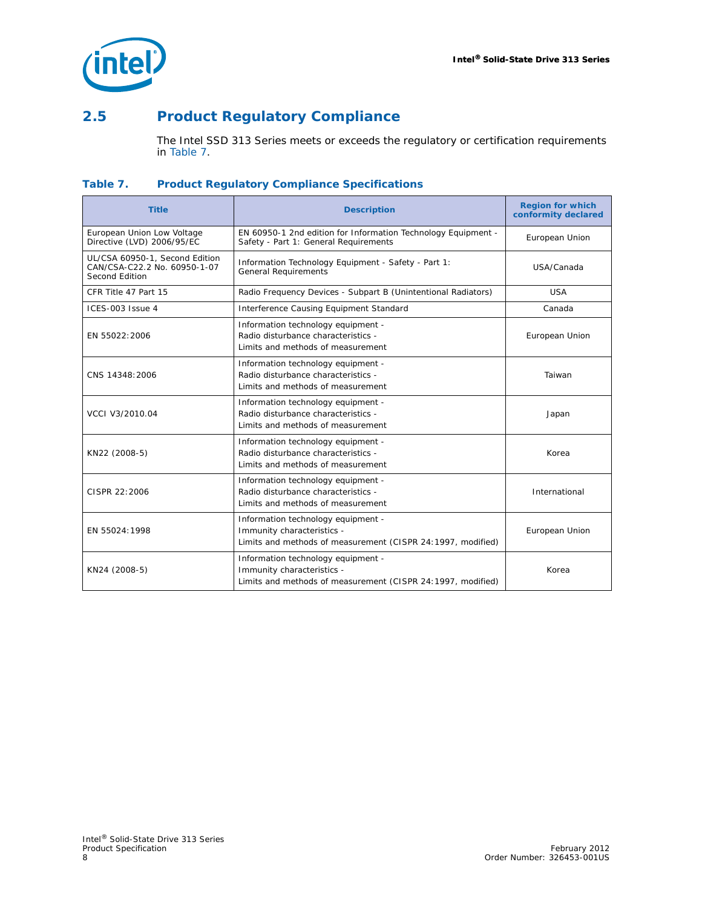## 2.5 Product Regulatory Compliance

The Intel SSD 313 Series meets or exceeds the regulatory or certification requirements in Table 7.

### Table 7. Product Regulatory Compliance Specifications

| Title | Description | Region for which conformity declared |
|---|---|---|
| European Union Low Voltage Directive (LVD) 2006/95/EC | EN 60950-1 2nd edition for Information Technology Equipment - Safety - Part 1: General Requirements | European Union |
| UL/CSA 60950-1, Second Edition CAN/CSA-C22.2 No. 60950-1-07 Second Edition | Information Technology Equipment - Safety - Part 1: General Requirements | USA/Canada |
| CFR Title 47 Part 15 | Radio Frequency Devices - Subpart B (Unintentional Radiators) | USA |
| ICES-003 Issue 4 | Interference Causing Equipment Standard | Canada |
| EN 55022:2006 | Information technology equipment - Radio disturbance characteristics - Limits and methods of measurement | European Union |
| CNS 14348:2006 | Information technology equipment - Radio disturbance characteristics - Limits and methods of measurement | Taiwan |
| VCCI V3/2010.04 | Information technology equipment - Radio disturbance characteristics - Limits and methods of measurement | Japan |
| KN22 (2008-5) | Information technology equipment - Radio disturbance characteristics - Limits and methods of measurement | Korea |
| CISPR 22:2006 | Information technology equipment - Radio disturbance characteristics - Limits and methods of measurement | International |
| EN 55024:1998 | Information technology equipment - Immunity characteristics - Limits and methods of measurement (CISPR 24:1997, modified) | European Union |
| KN24 (2008-5) | Information technology equipment - Immunity characteristics - Limits and methods of measurement (CISPR 24:1997, modified) | Korea |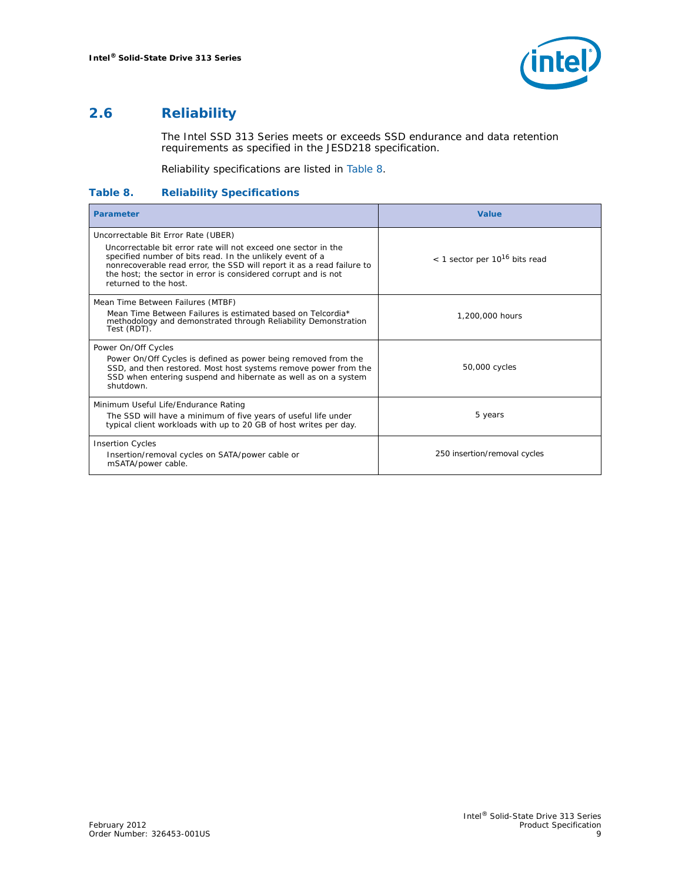## 2.6 Reliability

The Intel SSD 313 Series meets or exceeds SSD endurance and data retention requirements as specified in the JESD218 specification.

Reliability specifications are listed in Table 8.

**Table 8. Reliability Specifications**

| Parameter | Value |
|---|---|
| Uncorrectable Bit Error Rate (UBER)<br>Uncorrectable bit error rate will not exceed one sector in the specified number of bits read. In the unlikely event of a nonrecoverable read error, the SSD will report it as a read failure to the host; the sector in error is considered corrupt and is not returned to the host. | < 1 sector per $10^{16}$ bits read |
| Mean Time Between Failures (MTBF)<br>Mean Time Between Failures is estimated based on Telcordia* methodology and demonstrated through Reliability Demonstration Test (RDT). | 1,200,000 hours |
| Power On/Off Cycles<br>Power On/Off Cycles is defined as power being removed from the SSD, and then restored. Most host systems remove power from the SSD when entering suspend and hibernate as well as on a system shutdown. | 50,000 cycles |
| Minimum Useful Life/Endurance Rating<br>The SSD will have a minimum of five years of useful life under typical client workloads with up to 20 GB of host writes per day. | 5 years |
| Insertion Cycles<br>Insertion/removal cycles on SATA/power cable or mSATA/power cable. | 250 insertion/removal cycles |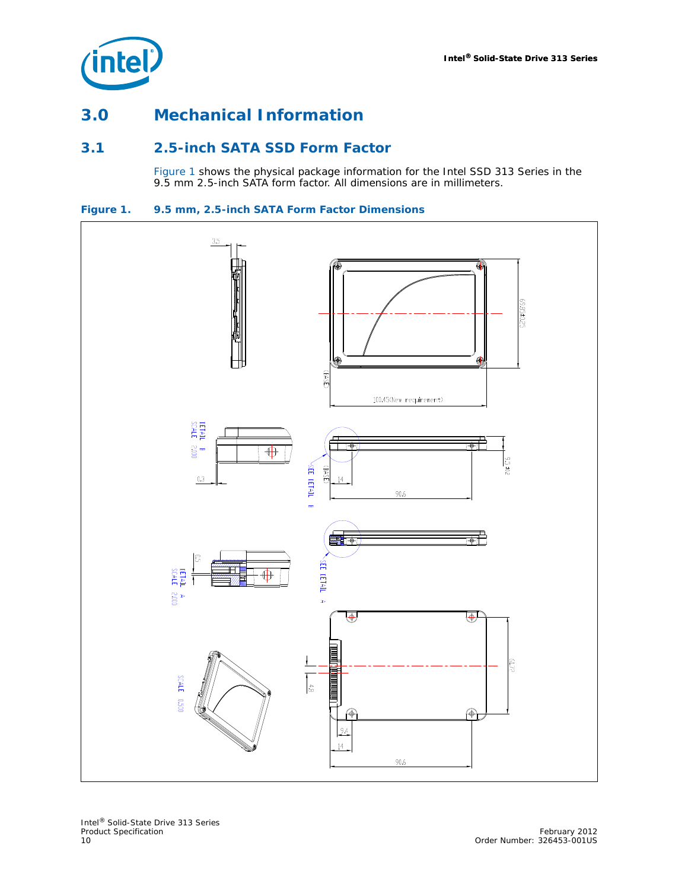# 3.0 Mechanical Information

## 3.1 2.5-inch SATA SSD Form Factor

Figure 1 shows the physical package information for the Intel SSD 313 Series in the 9.5 mm 2.5-inch SATA form factor. All dimensions are in millimeters.

**Figure 1. 9.5 mm, 2.5-inch SATA Form Factor Dimensions**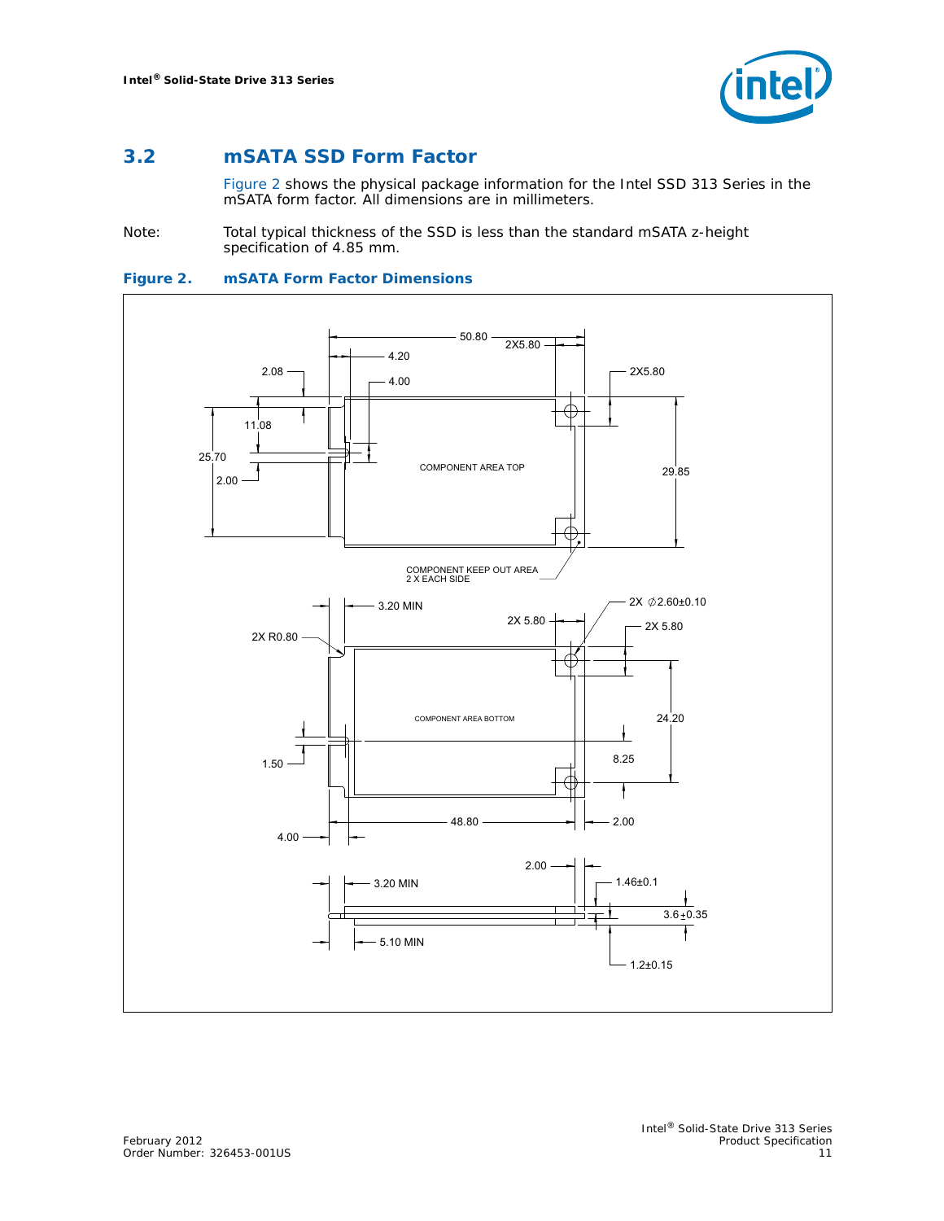## 3.2 mSATA SSD Form Factor

Figure 2 shows the physical package information for the Intel SSD 313 Series in the mSATA form factor. All dimensions are in millimeters.

Note: Total typical thickness of the SSD is less than the standard mSATA z-height specification of 4.85 mm.

**Figure 2. mSATA Form Factor Dimensions**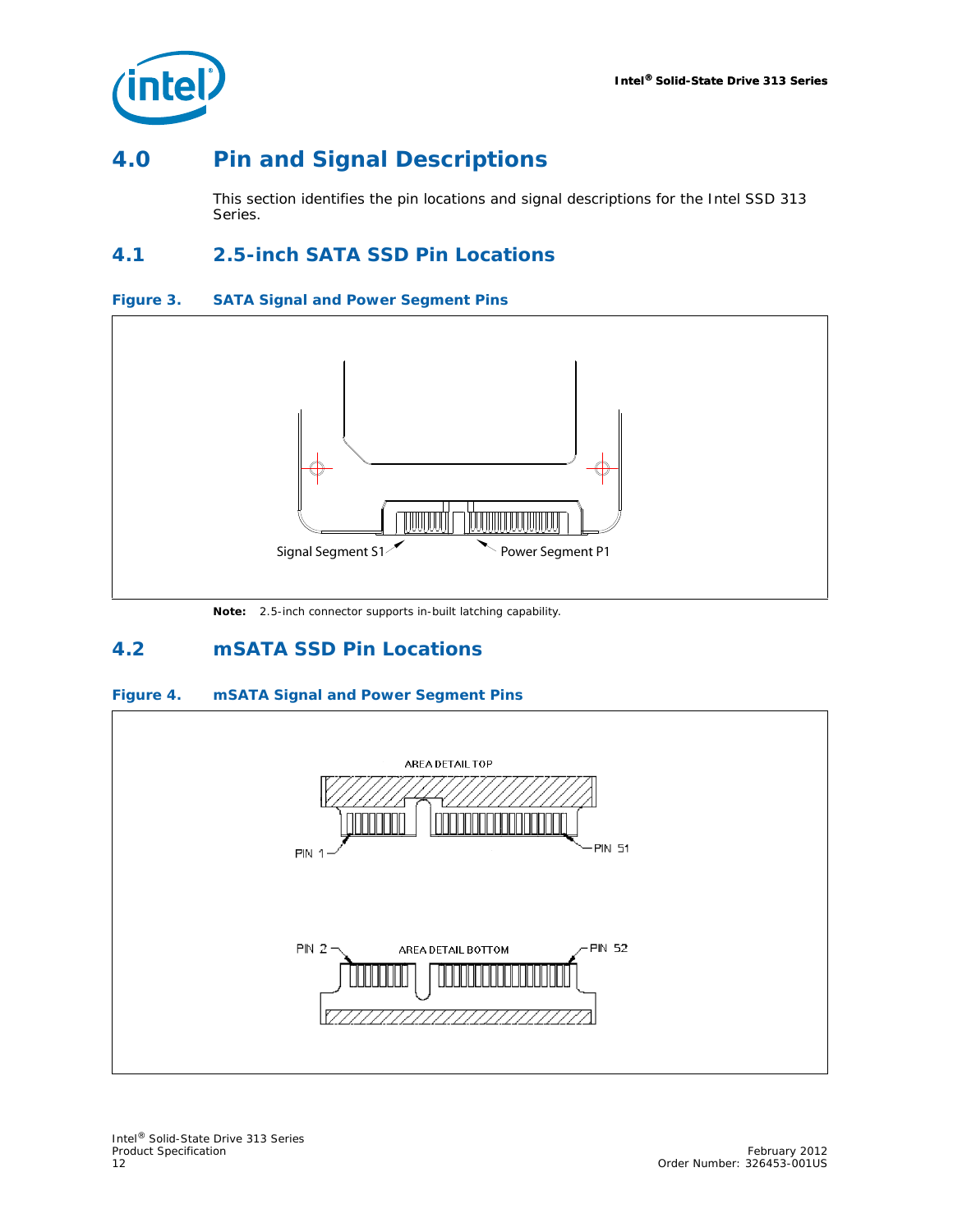# 4.0 Pin and Signal Descriptions

This section identifies the pin locations and signal descriptions for the Intel SSD 313 Series.

## 4.1 2.5-inch SATA SSD Pin Locations

**Figure 3. SATA Signal and Power Segment Pins**

Signal Segment S1

Power Segment P1

**Note:** 2.5-inch connector supports in-built latching capability.

## 4.2 mSATA SSD Pin Locations

**Figure 4. mSATA Signal and Power Segment Pins**

AREA DETAIL TOP

PIN 1

PIN 51

PIN 2

AREA DETAIL BOTTOM

PIN 52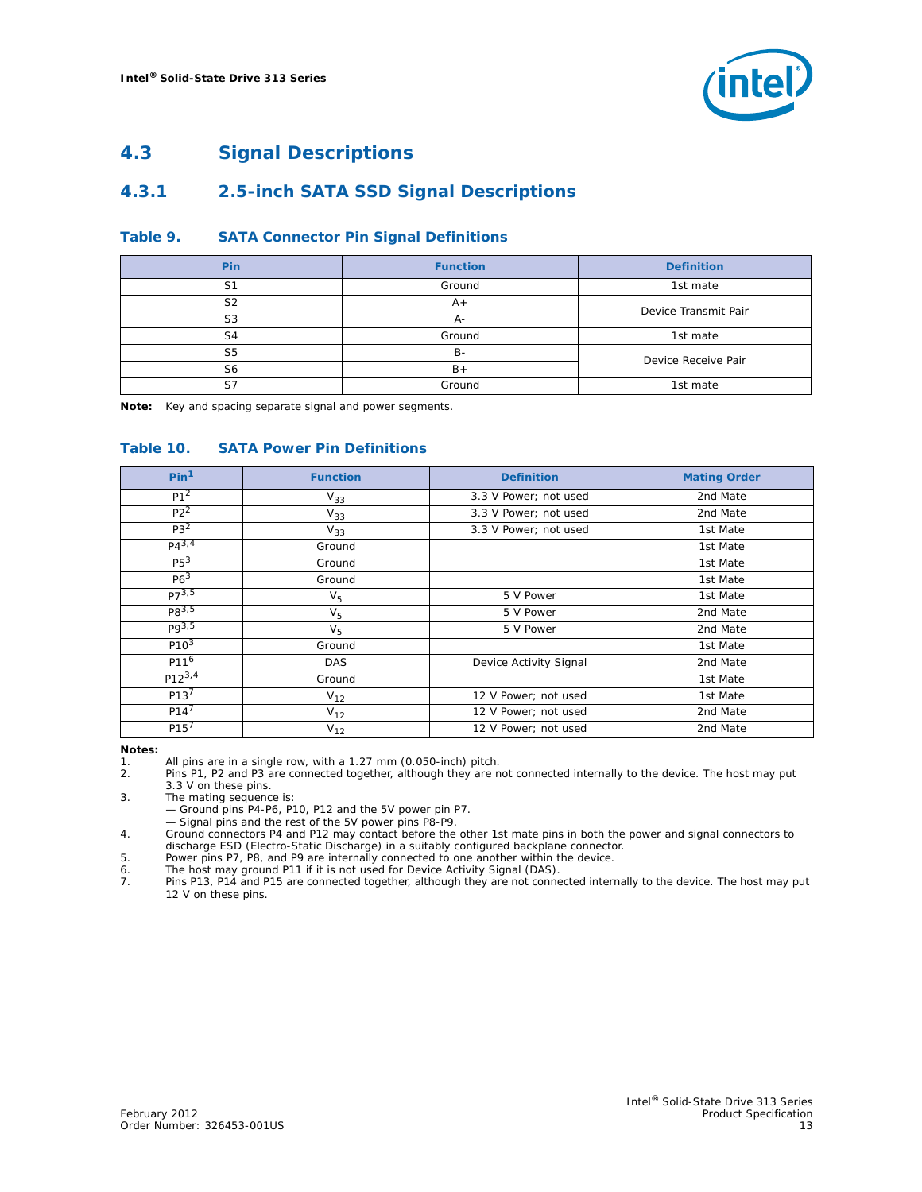## 4.3 Signal Descriptions

### 4.3.1 2.5-inch SATA SSD Signal Descriptions

**Table 9. SATA Connector Pin Signal Definitions**

| Pin | Function | Definition |
|---|---|---|
| S1 | Ground | 1st mate |
| S2 | A+ | Device Transmit Pair |
| S3 | A- | |
| S4 | Ground | 1st mate |
| S5 | B- | Device Receive Pair |
| S6 | B+ | |
| S7 | Ground | 1st mate |

**Note:** Key and spacing separate signal and power segments.

**Table 10. SATA Power Pin Definitions**

| Pin[1] | Function | Definition | Mating Order |
|---|---|---|---|
| P1[2] | $V_{33}$ | 3.3 V Power; not used | 2nd Mate |
| P2[2] | $V_{33}$ | 3.3 V Power; not used | 2nd Mate |
| P3[2] | $V_{33}$ | 3.3 V Power; not used | 1st Mate |
| P4[3,4] | Ground | | 1st Mate |
| P5[3] | Ground | | 1st Mate |
| P6[3] | Ground | | 1st Mate |
| P7[3,5] | $V_5$ | 5 V Power | 1st Mate |
| P8[3,5] | $V_5$ | 5 V Power | 2nd Mate |
| P9[3,5] | $V_5$ | 5 V Power | 2nd Mate |
| P10[3] | Ground | | 1st Mate |
| P11[6] | DAS | Device Activity Signal | 2nd Mate |
| P12[3,4] | Ground | | 1st Mate |
| P13[7] | $V_{12}$ | 12 V Power; not used | 1st Mate |
| P14[7] | $V_{12}$ | 12 V Power; not used | 2nd Mate |
| P15[7] | $V_{12}$ | 12 V Power; not used | 2nd Mate |

**Notes:**

1. All pins are in a single row, with a 1.27 mm (0.050-inch) pitch.
2. Pins P1, P2 and P3 are connected together, although they are not connected internally to the device. The host may put 3.3 V on these pins.
3. The mating sequence is:
   — Ground pins P4-P6, P10, P12 and the 5V power pin P7.
   — Signal pins and the rest of the 5V power pins P8-P9.
4. Ground connectors P4 and P12 may contact before the other 1st mate pins in both the power and signal connectors to discharge ESD (Electro-Static Discharge) in a suitably configured backplane connector.
5. Power pins P7, P8, and P9 are internally connected to one another within the device.
6. The host may ground P11 if it is not used for Device Activity Signal (DAS).
7. Pins P13, P14 and P15 are connected together, although they are not connected internally to the device. The host may put 12 V on these pins.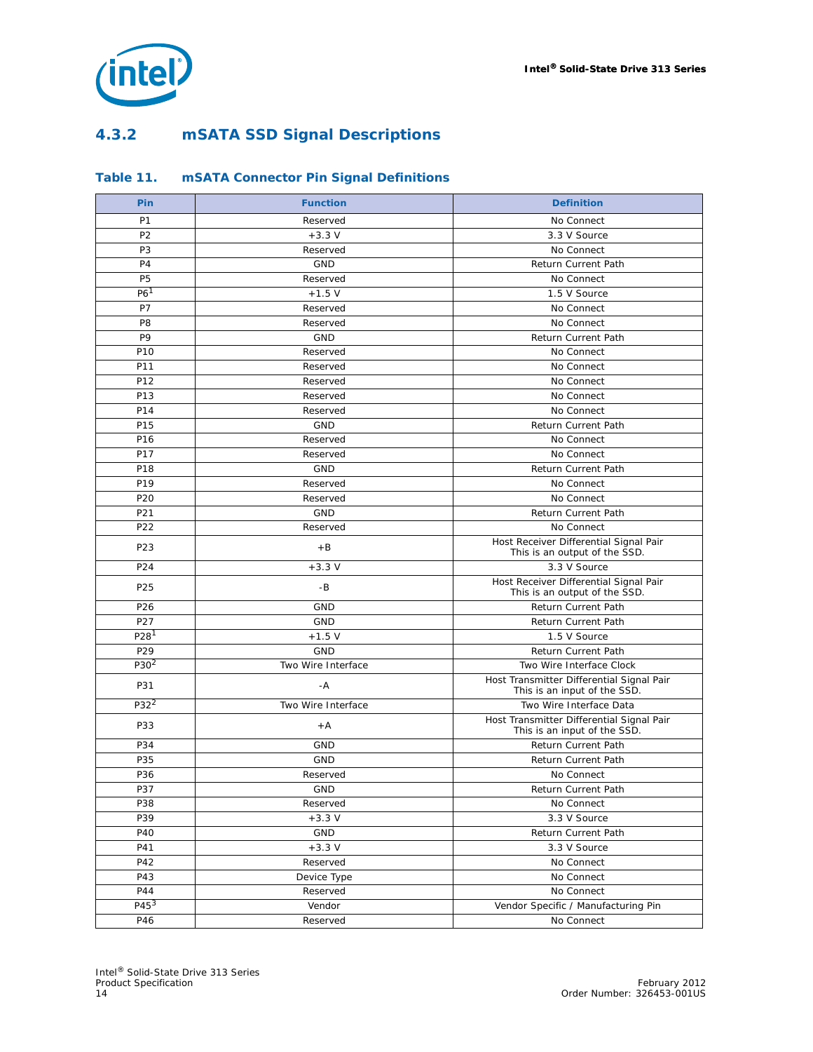### 4.3.2 mSATA SSD Signal Descriptions

**Table 11. mSATA Connector Pin Signal Definitions**

| Pin | Function | Definition |
|---|---|---|
| P1 | Reserved | No Connect |
| P2 | +3.3 V | 3.3 V Source |
| P3 | Reserved | No Connect |
| P4 | GND | Return Current Path |
| P5 | Reserved | No Connect |
| P6[1] | +1.5 V | 1.5 V Source |
| P7 | Reserved | No Connect |
| P8 | Reserved | No Connect |
| P9 | GND | Return Current Path |
| P10 | Reserved | No Connect |
| P11 | Reserved | No Connect |
| P12 | Reserved | No Connect |
| P13 | Reserved | No Connect |
| P14 | Reserved | No Connect |
| P15 | GND | Return Current Path |
| P16 | Reserved | No Connect |
| P17 | Reserved | No Connect |
| P18 | GND | Return Current Path |
| P19 | Reserved | No Connect |
| P20 | Reserved | No Connect |
| P21 | GND | Return Current Path |
| P22 | Reserved | No Connect |
| P23 | +B | Host Receiver Differential Signal Pair This is an output of the SSD. |
| P24 | +3.3 V | 3.3 V Source |
| P25 | -B | Host Receiver Differential Signal Pair This is an output of the SSD. |
| P26 | GND | Return Current Path |
| P27 | GND | Return Current Path |
| P28[1] | +1.5 V | 1.5 V Source |
| P29 | GND | Return Current Path |
| P30[2] | Two Wire Interface | Two Wire Interface Clock |
| P31 | -A | Host Transmitter Differential Signal Pair This is an input of the SSD. |
| P32[2] | Two Wire Interface | Two Wire Interface Data |
| P33 | +A | Host Transmitter Differential Signal Pair This is an input of the SSD. |
| P34 | GND | Return Current Path |
| P35 | GND | Return Current Path |
| P36 | Reserved | No Connect |
| P37 | GND | Return Current Path |
| P38 | Reserved | No Connect |
| P39 | +3.3 V | 3.3 V Source |
| P40 | GND | Return Current Path |
| P41 | +3.3 V | 3.3 V Source |
| P42 | Reserved | No Connect |
| P43 | Device Type | No Connect |
| P44 | Reserved | No Connect |
| P45[3] | Vendor | Vendor Specific / Manufacturing Pin |
| P46 | Reserved | No Connect |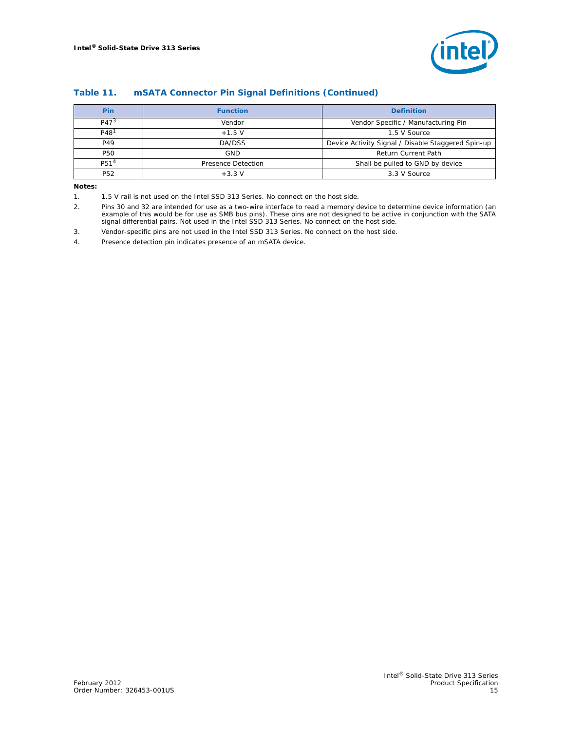### Table 11. mSATA Connector Pin Signal Definitions (Continued)

| Pin | Function | Definition |
|---|---|---|
| P47[3] | Vendor | Vendor Specific / Manufacturing Pin |
| P48[1] | +1.5 V | 1.5 V Source |
| P49 | DA/DSS | Device Activity Signal / Disable Staggered Spin-up |
| P50 | GND | Return Current Path |
| P51[4] | Presence Detection | Shall be pulled to GND by device |
| P52 | +3.3 V | 3.3 V Source |

**Notes:**

1. 1.5 V rail is not used on the Intel SSD 313 Series. No connect on the host side.
2. Pins 30 and 32 are intended for use as a two-wire interface to read a memory device to determine device information (an example of this would be for use as SMB bus pins). These pins are not designed to be active in conjunction with the SATA signal differential pairs. Not used in the Intel SSD 313 Series. No connect on the host side.
3. Vendor-specific pins are not used in the Intel SSD 313 Series. No connect on the host side.
4. Presence detection pin indicates presence of an mSATA device.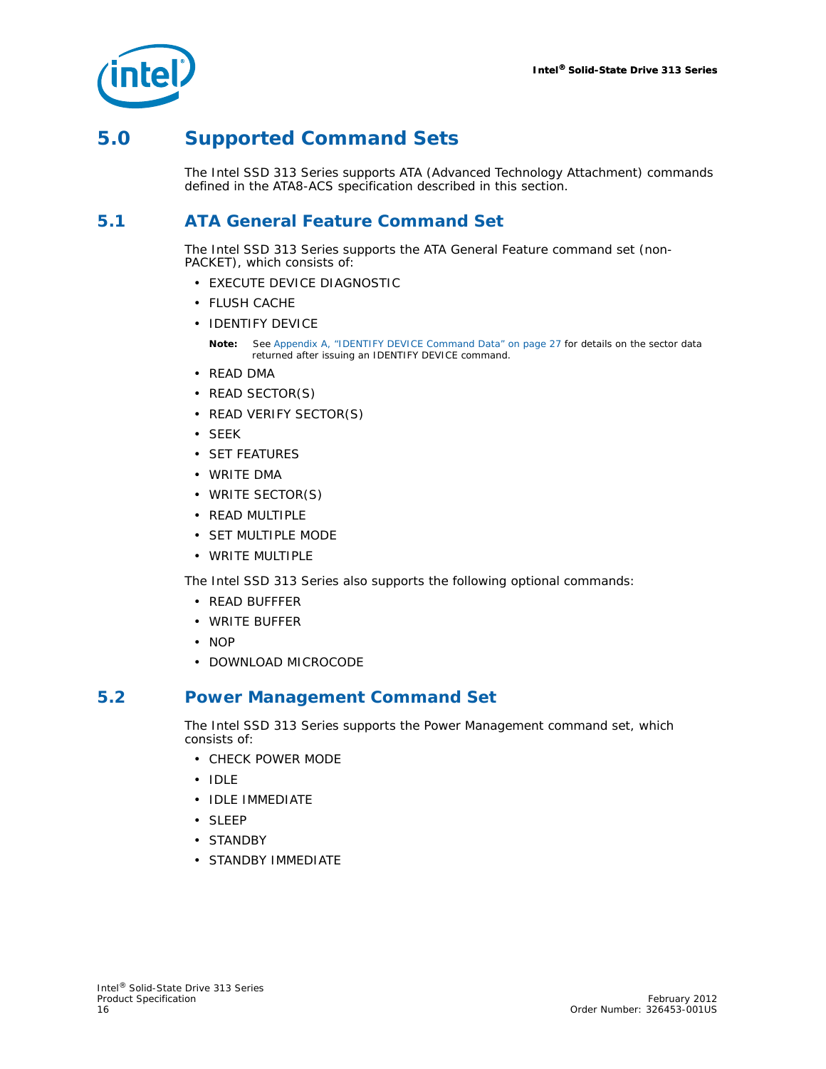# 5.0 Supported Command Sets

The Intel SSD 313 Series supports ATA (Advanced Technology Attachment) commands defined in the ATA8-ACS specification described in this section.

## 5.1 ATA General Feature Command Set

The Intel SSD 313 Series supports the ATA General Feature command set (non-PACKET), which consists of:

- EXECUTE DEVICE DIAGNOSTIC
- FLUSH CACHE
- IDENTIFY DEVICE

  **Note:** See Appendix A, "IDENTIFY DEVICE Command Data" on page 27 for details on the sector data returned after issuing an IDENTIFY DEVICE command.

- READ DMA
- READ SECTOR(S)
- READ VERIFY SECTOR(S)
- SEEK
- SET FEATURES
- WRITE DMA
- WRITE SECTOR(S)
- READ MULTIPLE
- SET MULTIPLE MODE
- WRITE MULTIPLE

The Intel SSD 313 Series also supports the following optional commands:

- READ BUFFFER
- WRITE BUFFER
- NOP
- DOWNLOAD MICROCODE

## 5.2 Power Management Command Set

The Intel SSD 313 Series supports the Power Management command set, which consists of:

- CHECK POWER MODE
- IDLE
- IDLE IMMEDIATE
- SLEEP
- STANDBY
- STANDBY IMMEDIATE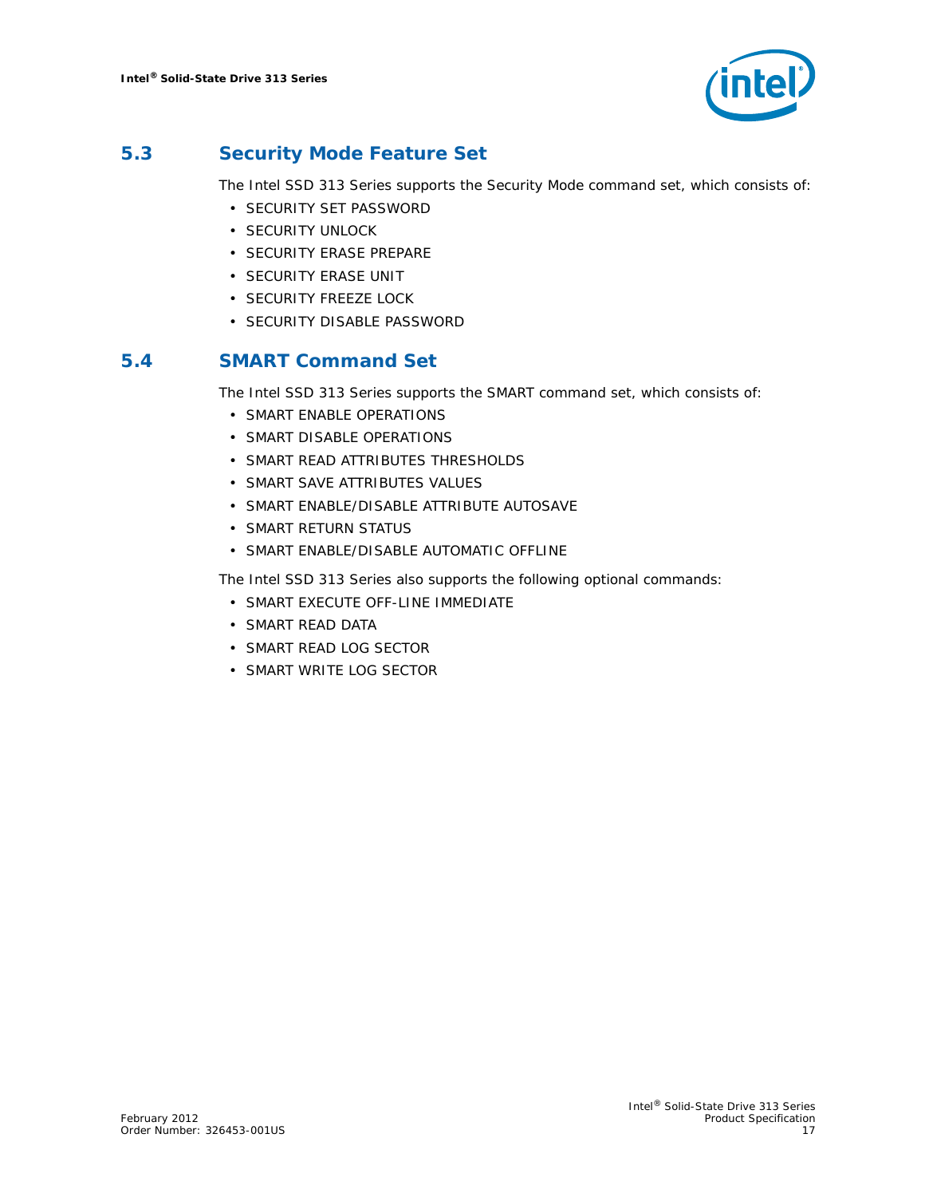## 5.3 Security Mode Feature Set

The Intel SSD 313 Series supports the Security Mode command set, which consists of:

- SECURITY SET PASSWORD
- SECURITY UNLOCK
- SECURITY ERASE PREPARE
- SECURITY ERASE UNIT
- SECURITY FREEZE LOCK
- SECURITY DISABLE PASSWORD

## 5.4 SMART Command Set

The Intel SSD 313 Series supports the SMART command set, which consists of:

- SMART ENABLE OPERATIONS
- SMART DISABLE OPERATIONS
- SMART READ ATTRIBUTES THRESHOLDS
- SMART SAVE ATTRIBUTES VALUES
- SMART ENABLE/DISABLE ATTRIBUTE AUTOSAVE
- SMART RETURN STATUS
- SMART ENABLE/DISABLE AUTOMATIC OFFLINE

The Intel SSD 313 Series also supports the following optional commands:

- SMART EXECUTE OFF-LINE IMMEDIATE
- SMART READ DATA
- SMART READ LOG SECTOR
- SMART WRITE LOG SECTOR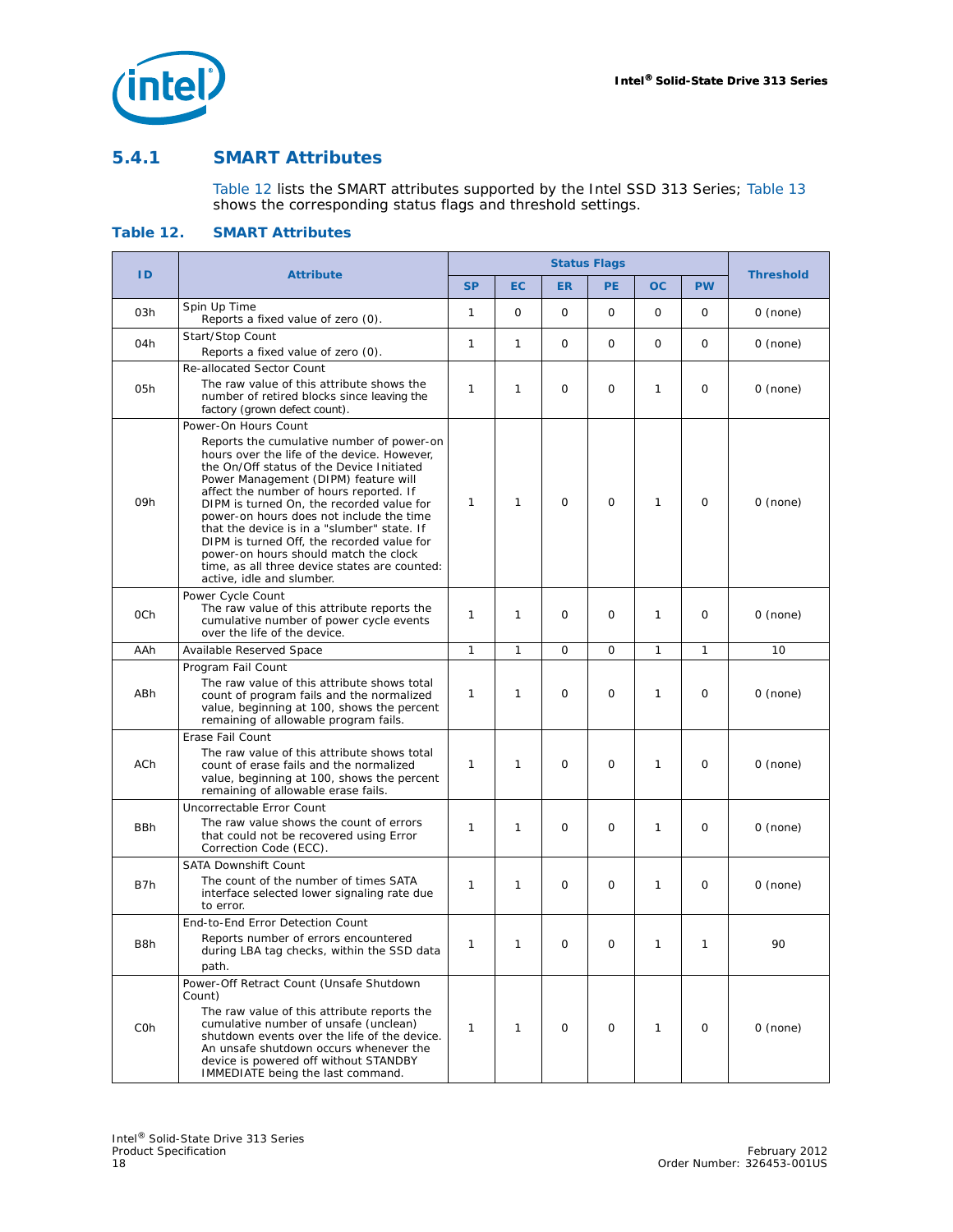### 5.4.1 SMART Attributes

Table 12 lists the SMART attributes supported by the Intel SSD 313 Series; Table 13 shows the corresponding status flags and threshold settings.

**Table 12. SMART Attributes**

| ID | Attribute | Status Flags | | | | | | Threshold |
|---|---|---|---|---|---|---|---|---|
| | | SP | EC | ER | PE | OC | PW | |
| 03h | Spin Up Time<br>Reports a fixed value of zero (0). | 1 | 0 | 0 | 0 | 0 | 0 | 0 (none) |
| 04h | Start/Stop Count<br>Reports a fixed value of zero (0). | 1 | 1 | 0 | 0 | 0 | 0 | 0 (none) |
| 05h | Re-allocated Sector Count<br>The raw value of this attribute shows the number of retired blocks since leaving the factory (grown defect count). | 1 | 1 | 0 | 0 | 1 | 0 | 0 (none) |
| 09h | Power-On Hours Count<br>Reports the cumulative number of power-on hours over the life of the device. However, the On/Off status of the Device Initiated Power Management (DIPM) feature will affect the number of hours reported. If DIPM is turned On, the recorded value for power-on hours does not include the time that the device is in a "slumber" state. If DIPM is turned Off, the recorded value for power-on hours should match the clock time, as all three device states are counted: active, idle and slumber. | 1 | 1 | 0 | 0 | 1 | 0 | 0 (none) |
| 0Ch | Power Cycle Count<br>The raw value of this attribute reports the cumulative number of power cycle events over the life of the device. | 1 | 1 | 0 | 0 | 1 | 0 | 0 (none) |
| AAh | Available Reserved Space | 1 | 1 | 0 | 0 | 1 | 1 | 10 |
| ABh | Program Fail Count<br>The raw value of this attribute shows total count of program fails and the normalized value, beginning at 100, shows the percent remaining of allowable program fails. | 1 | 1 | 0 | 0 | 1 | 0 | 0 (none) |
| ACh | Erase Fail Count<br>The raw value of this attribute shows total count of erase fails and the normalized value, beginning at 100, shows the percent remaining of allowable erase fails. | 1 | 1 | 0 | 0 | 1 | 0 | 0 (none) |
| BBh | Uncorrectable Error Count<br>The raw value shows the count of errors that could not be recovered using Error Correction Code (ECC). | 1 | 1 | 0 | 0 | 1 | 0 | 0 (none) |
| B7h | SATA Downshift Count<br>The count of the number of times SATA interface selected lower signaling rate due to error. | 1 | 1 | 0 | 0 | 1 | 0 | 0 (none) |
| B8h | End-to-End Error Detection Count<br>Reports number of errors encountered during LBA tag checks, within the SSD data path. | 1 | 1 | 0 | 0 | 1 | 1 | 90 |
| C0h | Power-Off Retract Count (Unsafe Shutdown Count)<br>The raw value of this attribute reports the cumulative number of unsafe (unclean) shutdown events over the life of the device. An unsafe shutdown occurs whenever the device is powered off without STANDBY IMMEDIATE being the last command. | 1 | 1 | 0 | 0 | 1 | 0 | 0 (none) |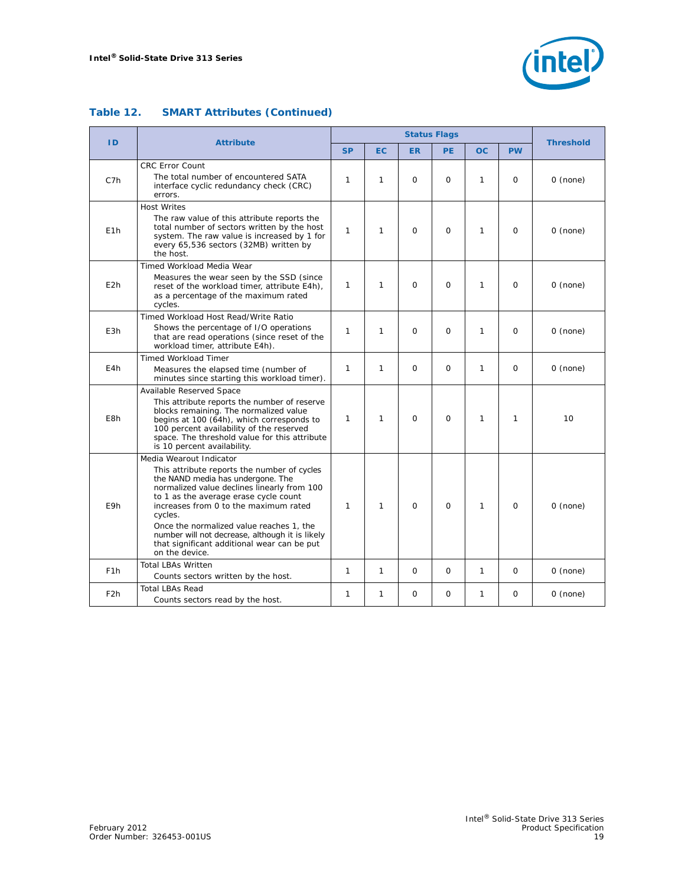### Table 12. SMART Attributes (Continued)

| ID | Attribute | Status Flags | | | | | | Threshold |
|---|---|---|---|---|---|---|---|---|
| | | SP | EC | ER | PE | OC | PW | |
| C7h | CRC Error Count<br>The total number of encountered SATA interface cyclic redundancy check (CRC) errors. | 1 | 1 | 0 | 0 | 1 | 0 | 0 (none) |
| E1h | Host Writes<br>The raw value of this attribute reports the total number of sectors written by the host system. The raw value is increased by 1 for every 65,536 sectors (32MB) written by the host. | 1 | 1 | 0 | 0 | 1 | 0 | 0 (none) |
| E2h | Timed Workload Media Wear<br>Measures the wear seen by the SSD (since reset of the workload timer, attribute E4h), as a percentage of the maximum rated cycles. | 1 | 1 | 0 | 0 | 1 | 0 | 0 (none) |
| E3h | Timed Workload Host Read/Write Ratio<br>Shows the percentage of I/O operations that are read operations (since reset of the workload timer, attribute E4h). | 1 | 1 | 0 | 0 | 1 | 0 | 0 (none) |
| E4h | Timed Workload Timer<br>Measures the elapsed time (number of minutes since starting this workload timer). | 1 | 1 | 0 | 0 | 1 | 0 | 0 (none) |
| E8h | Available Reserved Space<br>This attribute reports the number of reserve blocks remaining. The normalized value begins at 100 (64h), which corresponds to 100 percent availability of the reserved space. The threshold value for this attribute is 10 percent availability. | 1 | 1 | 0 | 0 | 1 | 1 | 10 |
| E9h | Media Wearout Indicator<br>This attribute reports the number of cycles the NAND media has undergone. The normalized value declines linearly from 100 to 1 as the average erase cycle count increases from 0 to the maximum rated cycles.<br>Once the normalized value reaches 1, the number will not decrease, although it is likely that significant additional wear can be put on the device. | 1 | 1 | 0 | 0 | 1 | 0 | 0 (none) |
| F1h | Total LBAs Written<br>Counts sectors written by the host. | 1 | 1 | 0 | 0 | 1 | 0 | 0 (none) |
| F2h | Total LBAs Read<br>Counts sectors read by the host. | 1 | 1 | 0 | 0 | 1 | 0 | 0 (none) |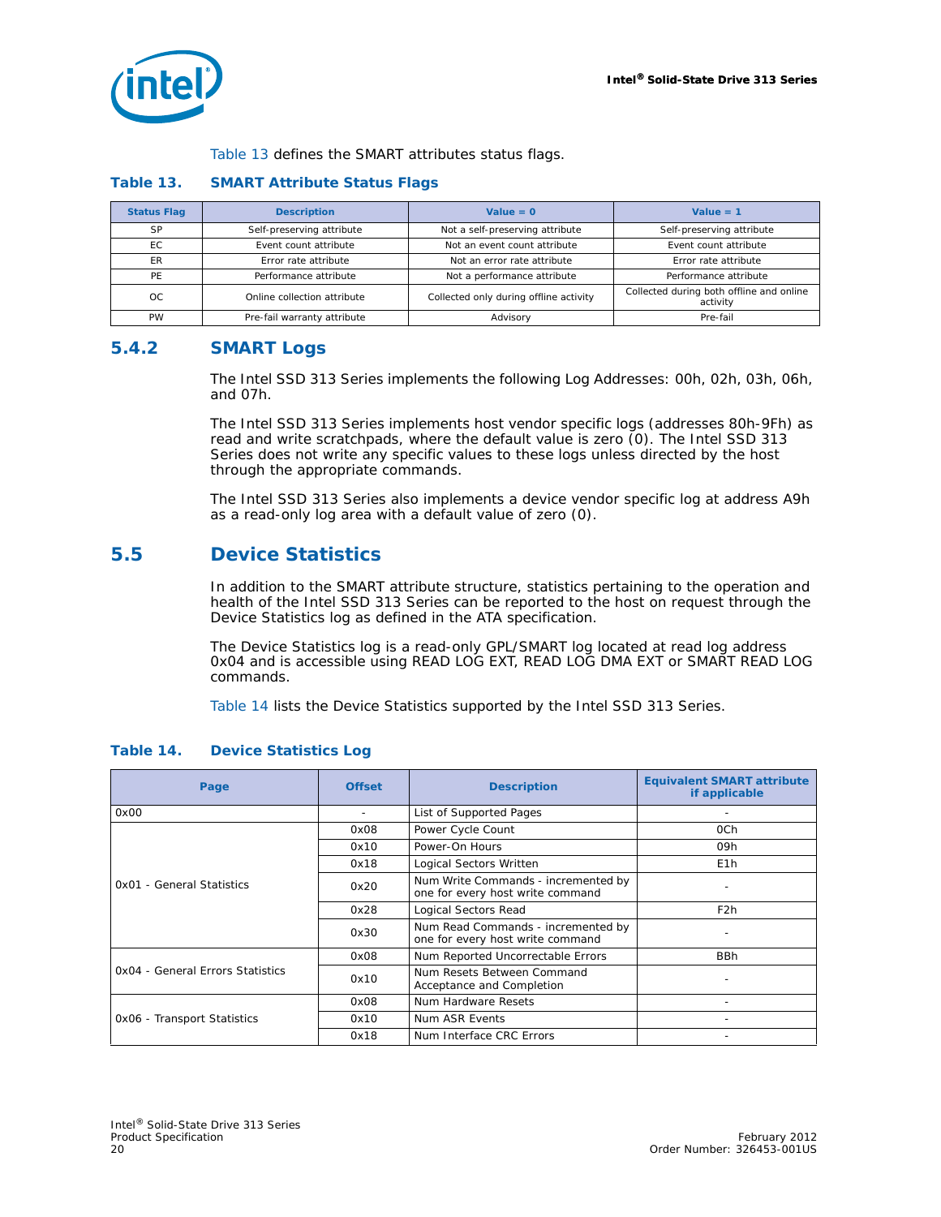Table 13 defines the SMART attributes status flags.

**Table 13. SMART Attribute Status Flags**

| Status Flag | Description | Value = 0 | Value = 1 |
|---|---|---|---|
| SP | Self-preserving attribute | Not a self-preserving attribute | Self-preserving attribute |
| EC | Event count attribute | Not an event count attribute | Event count attribute |
| ER | Error rate attribute | Not an error rate attribute | Error rate attribute |
| PE | Performance attribute | Not a performance attribute | Performance attribute |
| OC | Online collection attribute | Collected only during offline activity | Collected during both offline and online activity |
| PW | Pre-fail warranty attribute | Advisory | Pre-fail |

### 5.4.2 SMART Logs

The Intel SSD 313 Series implements the following Log Addresses: 00h, 02h, 03h, 06h, and 07h.

The Intel SSD 313 Series implements host vendor specific logs (addresses 80h-9Fh) as read and write scratchpads, where the default value is zero (0). The Intel SSD 313 Series does not write any specific values to these logs unless directed by the host through the appropriate commands.

The Intel SSD 313 Series also implements a device vendor specific log at address A9h as a read-only log area with a default value of zero (0).

## 5.5 Device Statistics

In addition to the SMART attribute structure, statistics pertaining to the operation and health of the Intel SSD 313 Series can be reported to the host on request through the Device Statistics log as defined in the ATA specification.

The Device Statistics log is a read-only GPL/SMART log located at read log address 0x04 and is accessible using READ LOG EXT, READ LOG DMA EXT or SMART READ LOG commands.

Table 14 lists the Device Statistics supported by the Intel SSD 313 Series.

**Table 14. Device Statistics Log**

| Page | Offset | Description | Equivalent SMART attribute if applicable |
|---|---|---|---|
| 0x00 | - | List of Supported Pages | - |
| 0x01 - General Statistics | 0x08 | Power Cycle Count | 0Ch |
| | 0x10 | Power-On Hours | 09h |
| | 0x18 | Logical Sectors Written | E1h |
| | 0x20 | Num Write Commands - incremented by one for every host write command | - |
| | 0x28 | Logical Sectors Read | F2h |
| | 0x30 | Num Read Commands - incremented by one for every host write command | - |
| 0x04 - General Errors Statistics | 0x08 | Num Reported Uncorrectable Errors | BBh |
| | 0x10 | Num Resets Between Command Acceptance and Completion | - |
| 0x06 - Transport Statistics | 0x08 | Num Hardware Resets | - |
| | 0x10 | Num ASR Events | - |
| | 0x18 | Num Interface CRC Errors | - |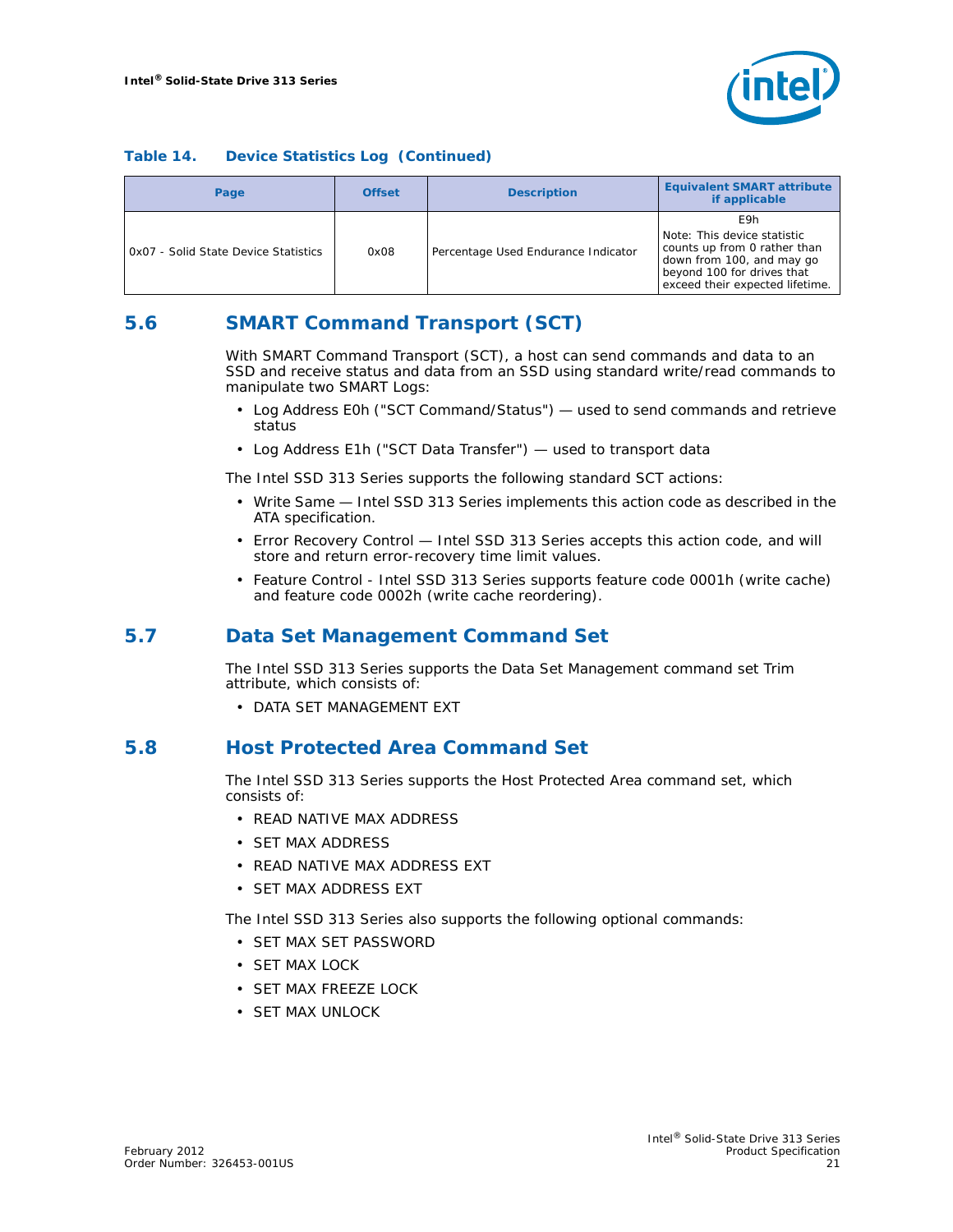**Table 14. Device Statistics Log (Continued)**

| Page | Offset | Description | Equivalent SMART attribute if applicable |
|---|---|---|---|
| 0x07 - Solid State Device Statistics | 0x08 | Percentage Used Endurance Indicator | E9h<br>Note: This device statistic counts up from 0 rather than down from 100, and may go beyond 100 for drives that exceed their expected lifetime. |

## 5.6 SMART Command Transport (SCT)

With SMART Command Transport (SCT), a host can send commands and data to an SSD and receive status and data from an SSD using standard write/read commands to manipulate two SMART Logs:

- Log Address E0h ("SCT Command/Status") — used to send commands and retrieve status
- Log Address E1h ("SCT Data Transfer") — used to transport data

The Intel SSD 313 Series supports the following standard SCT actions:

- Write Same — Intel SSD 313 Series implements this action code as described in the ATA specification.
- Error Recovery Control — Intel SSD 313 Series accepts this action code, and will store and return error-recovery time limit values.
- Feature Control - Intel SSD 313 Series supports feature code 0001h (write cache) and feature code 0002h (write cache reordering).

## 5.7 Data Set Management Command Set

The Intel SSD 313 Series supports the Data Set Management command set Trim attribute, which consists of:

- DATA SET MANAGEMENT EXT

## 5.8 Host Protected Area Command Set

The Intel SSD 313 Series supports the Host Protected Area command set, which consists of:

- READ NATIVE MAX ADDRESS
- SET MAX ADDRESS
- READ NATIVE MAX ADDRESS EXT
- SET MAX ADDRESS EXT

The Intel SSD 313 Series also supports the following optional commands:

- SET MAX SET PASSWORD
- SET MAX LOCK
- SET MAX FREEZE LOCK
- SET MAX UNLOCK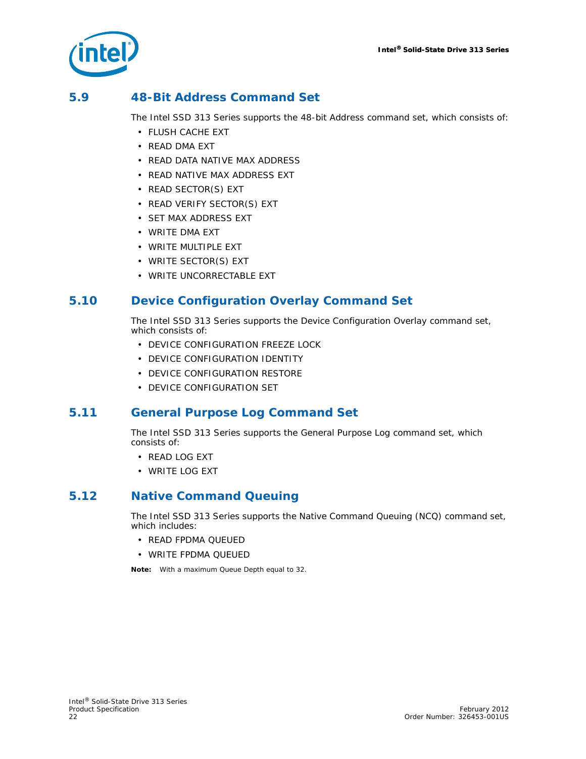## 5.9 48-Bit Address Command Set

The Intel SSD 313 Series supports the 48-bit Address command set, which consists of:

- FLUSH CACHE EXT
- READ DMA EXT
- READ DATA NATIVE MAX ADDRESS
- READ NATIVE MAX ADDRESS EXT
- READ SECTOR(S) EXT
- READ VERIFY SECTOR(S) EXT
- SET MAX ADDRESS EXT
- WRITE DMA EXT
- WRITE MULTIPLE EXT
- WRITE SECTOR(S) EXT
- WRITE UNCORRECTABLE EXT

## 5.10 Device Configuration Overlay Command Set

The Intel SSD 313 Series supports the Device Configuration Overlay command set, which consists of:

- DEVICE CONFIGURATION FREEZE LOCK
- DEVICE CONFIGURATION IDENTITY
- DEVICE CONFIGURATION RESTORE
- DEVICE CONFIGURATION SET

## 5.11 General Purpose Log Command Set

The Intel SSD 313 Series supports the General Purpose Log command set, which consists of:

- READ LOG EXT
- WRITE LOG EXT

## 5.12 Native Command Queuing

The Intel SSD 313 Series supports the Native Command Queuing (NCQ) command set, which includes:

- READ FPDMA QUEUED
- WRITE FPDMA QUEUED

**Note:** With a maximum Queue Depth equal to 32.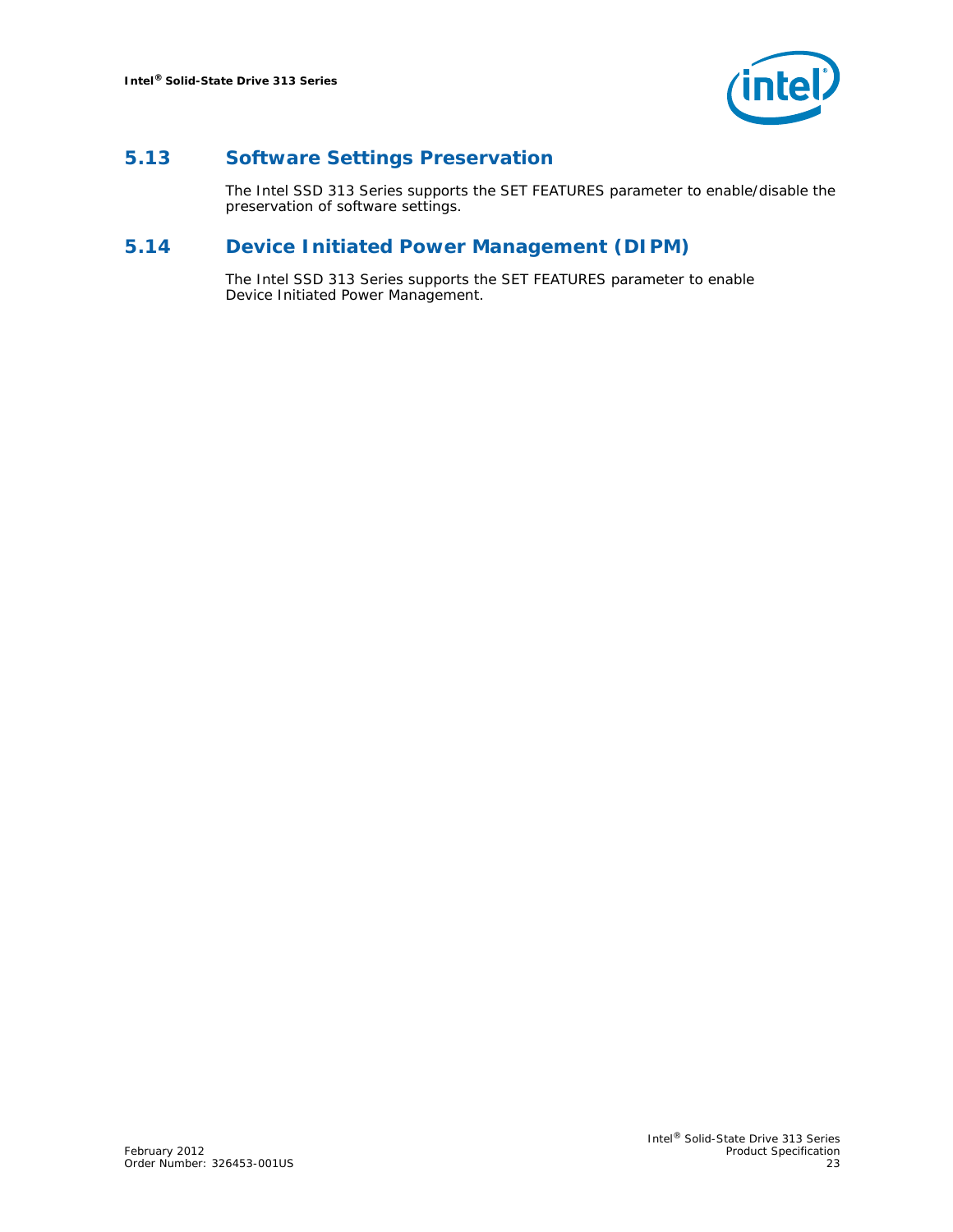## 5.13 Software Settings Preservation

The Intel SSD 313 Series supports the SET FEATURES parameter to enable/disable the preservation of software settings.

## 5.14 Device Initiated Power Management (DIPM)

The Intel SSD 313 Series supports the SET FEATURES parameter to enable Device Initiated Power Management.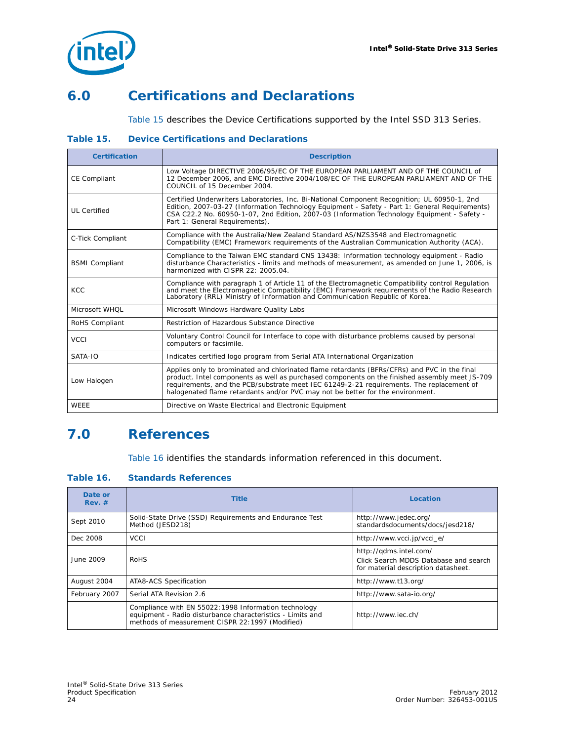# 6.0 Certifications and Declarations

Table 15 describes the Device Certifications supported by the Intel SSD 313 Series.

**Table 15. Device Certifications and Declarations**

| Certification | Description |
|---|---|
| CE Compliant | Low Voltage DIRECTIVE 2006/95/EC OF THE EUROPEAN PARLIAMENT AND OF THE COUNCIL of 12 December 2006, and EMC Directive 2004/108/EC OF THE EUROPEAN PARLIAMENT AND OF THE COUNCIL of 15 December 2004. |
| UL Certified | Certified Underwriters Laboratories, Inc. Bi-National Component Recognition; UL 60950-1, 2nd Edition, 2007-03-27 (Information Technology Equipment - Safety - Part 1: General Requirements) CSA C22.2 No. 60950-1-07, 2nd Edition, 2007-03 (Information Technology Equipment - Safety - Part 1: General Requirements). |
| C-Tick Compliant | Compliance with the Australia/New Zealand Standard AS/NZS3548 and Electromagnetic Compatibility (EMC) Framework requirements of the Australian Communication Authority (ACA). |
| BSMI Compliant | Compliance to the Taiwan EMC standard CNS 13438: Information technology equipment - Radio disturbance Characteristics - limits and methods of measurement, as amended on June 1, 2006, is harmonized with CISPR 22: 2005.04. |
| KCC | Compliance with paragraph 1 of Article 11 of the Electromagnetic Compatibility control Regulation and meet the Electromagnetic Compatibility (EMC) Framework requirements of the Radio Research Laboratory (RRL) Ministry of Information and Communication Republic of Korea. |
| Microsoft WHQL | Microsoft Windows Hardware Quality Labs |
| RoHS Compliant | Restriction of Hazardous Substance Directive |
| VCCI | Voluntary Control Council for Interface to cope with disturbance problems caused by personal computers or facsimile. |
| SATA-IO | Indicates certified logo program from Serial ATA International Organization |
| Low Halogen | Applies only to brominated and chlorinated flame retardants (BFRs/CFRs) and PVC in the final product. Intel components as well as purchased components on the finished assembly meet JS-709 requirements, and the PCB/substrate meet IEC 61249-2-21 requirements. The replacement of halogenated flame retardants and/or PVC may not be better for the environment. |
| WEEE | Directive on Waste Electrical and Electronic Equipment |

# 7.0 References

Table 16 identifies the standards information referenced in this document.

**Table 16. Standards References**

| Date or Rev. # | Title | Location |
|---|---|---|
| Sept 2010 | Solid-State Drive (SSD) Requirements and Endurance Test Method (JESD218) | http://www.jedec.org/standardsdocuments/docs/jesd218/ |
| Dec 2008 | VCCI | http://www.vcci.jp/vcci_e/ |
| June 2009 | RoHS | http://qdms.intel.com/ Click Search MDDS Database and search for material description datasheet. |
| August 2004 | ATA8-ACS Specification | http://www.t13.org/ |
| February 2007 | Serial ATA Revision 2.6 | http://www.sata-io.org/ |
| | Compliance with EN 55022:1998 Information technology equipment - Radio disturbance characteristics - Limits and methods of measurement CISPR 22:1997 (Modified) | http://www.iec.ch/ |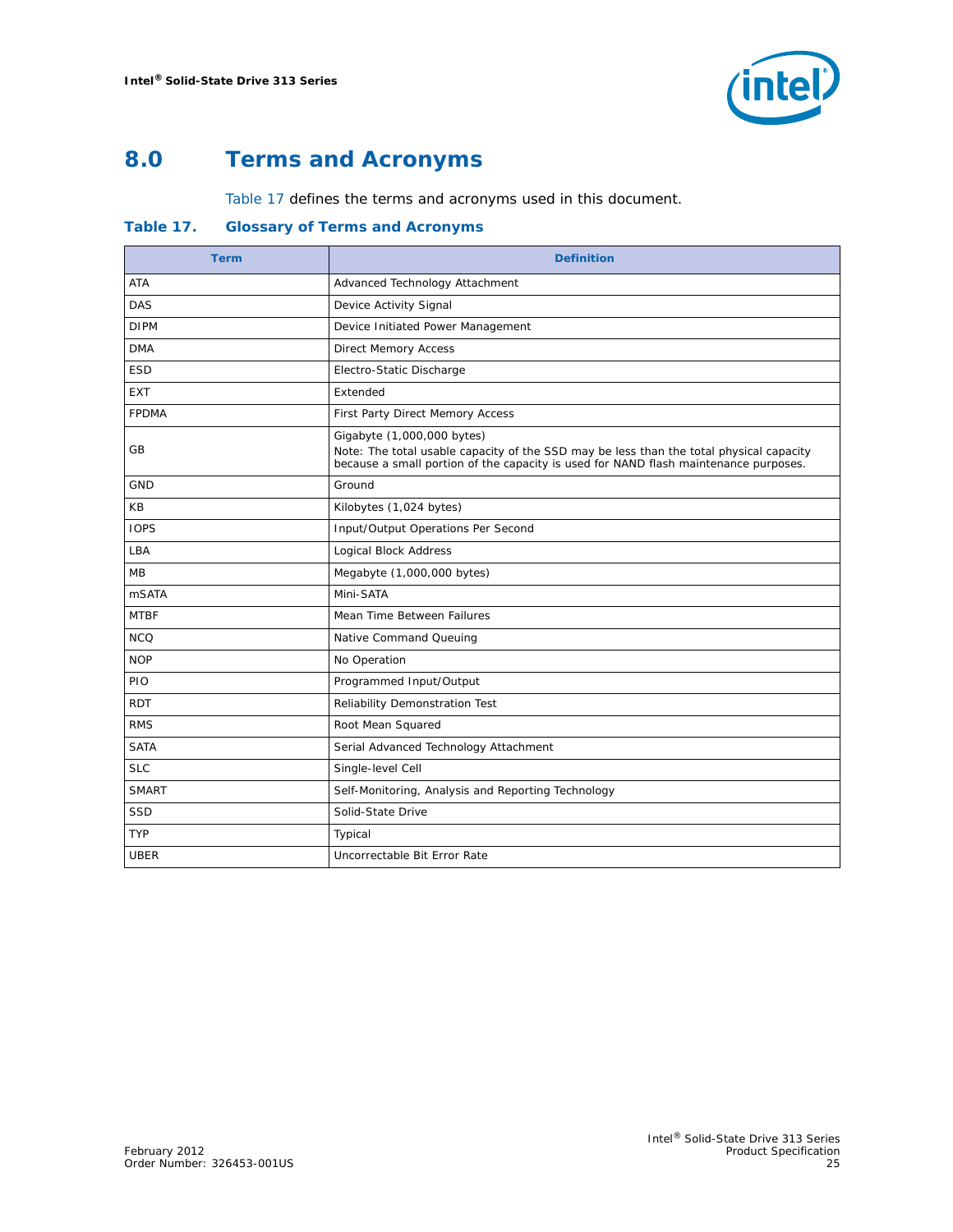# 8.0 Terms and Acronyms

Table 17 defines the terms and acronyms used in this document.

**Table 17. Glossary of Terms and Acronyms**

| Term | Definition |
|---|---|
| ATA | Advanced Technology Attachment |
| DAS | Device Activity Signal |
| DIPM | Device Initiated Power Management |
| DMA | Direct Memory Access |
| ESD | Electro-Static Discharge |
| EXT | Extended |
| FPDMA | First Party Direct Memory Access |
| GB | Gigabyte (1,000,000 bytes)<br>Note: The total usable capacity of the SSD may be less than the total physical capacity because a small portion of the capacity is used for NAND flash maintenance purposes. |
| GND | Ground |
| KB | Kilobytes (1,024 bytes) |
| IOPS | Input/Output Operations Per Second |
| LBA | Logical Block Address |
| MB | Megabyte (1,000,000 bytes) |
| mSATA | Mini-SATA |
| MTBF | Mean Time Between Failures |
| NCQ | Native Command Queuing |
| NOP | No Operation |
| PIO | Programmed Input/Output |
| RDT | Reliability Demonstration Test |
| RMS | Root Mean Squared |
| SATA | Serial Advanced Technology Attachment |
| SLC | Single-level Cell |
| SMART | Self-Monitoring, Analysis and Reporting Technology |
| SSD | Solid-State Drive |
| TYP | Typical |
| UBER | Uncorrectable Bit Error Rate |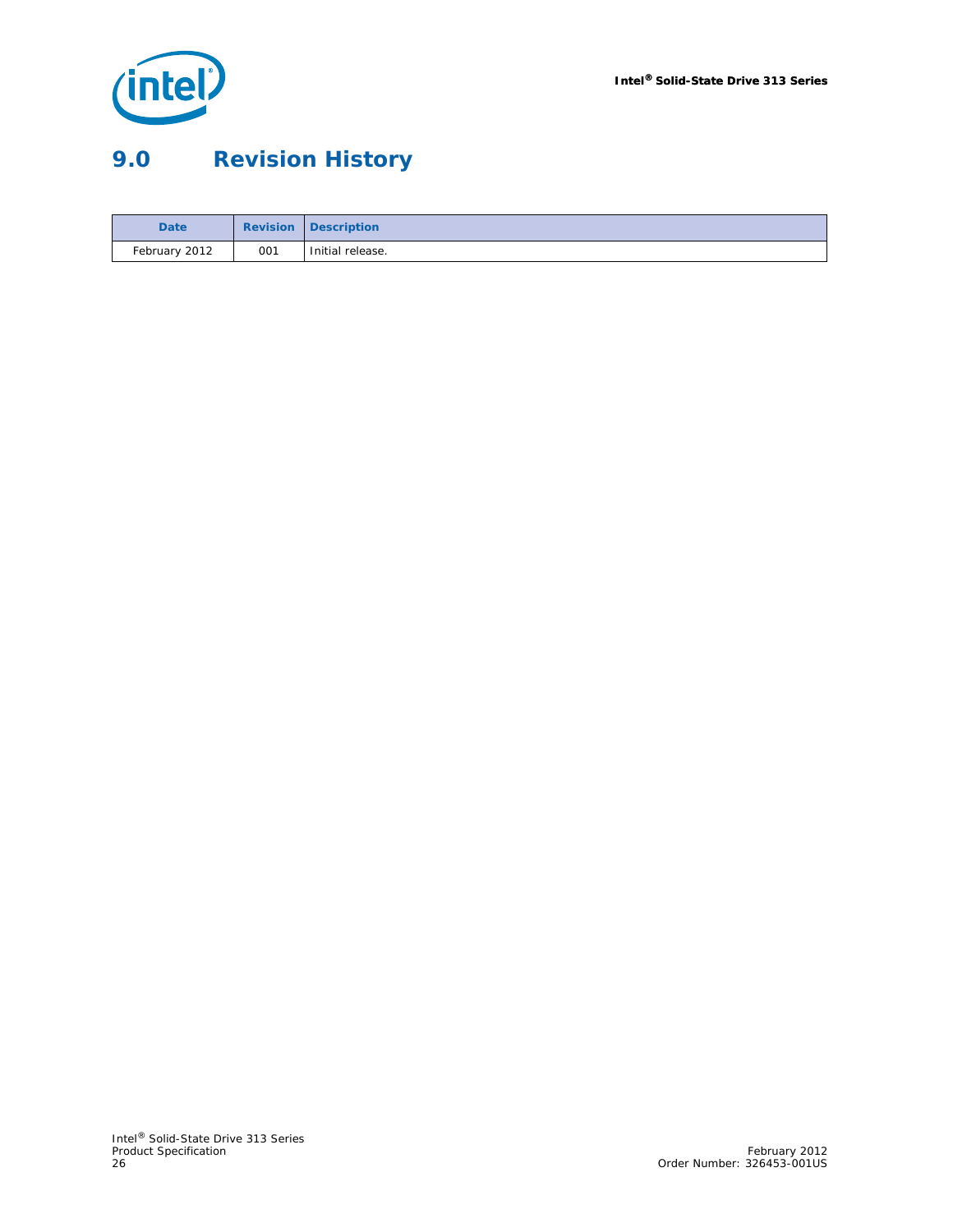# 9.0 Revision History

| Date | Revision | Description |
|---|---|---|
| February 2012 | 001 | Initial release. |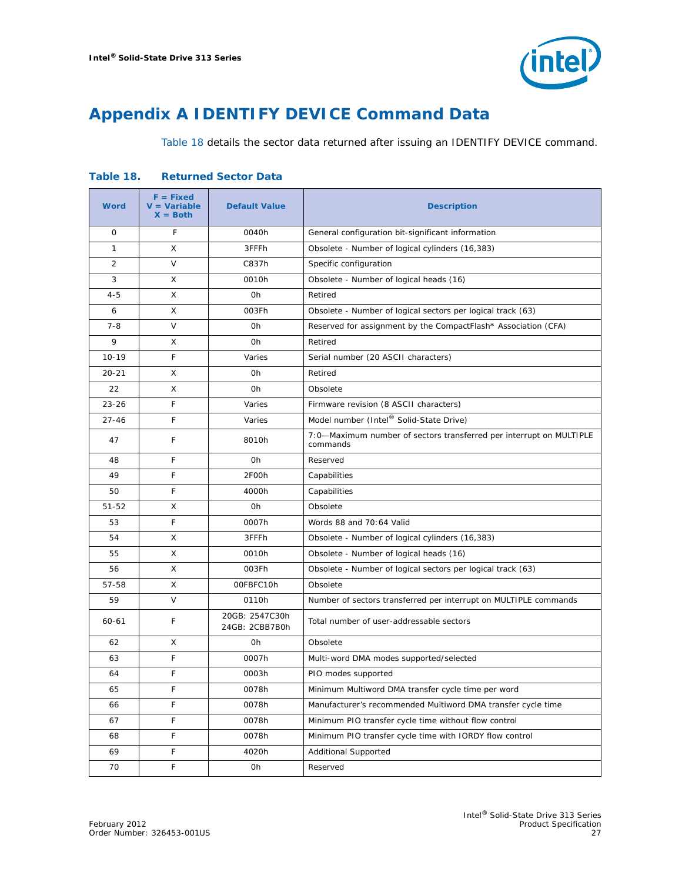# Appendix A IDENTIFY DEVICE Command Data

Table 18 details the sector data returned after issuing an IDENTIFY DEVICE command.

**Table 18. Returned Sector Data**

| Word | F = Fixed<br>V = Variable<br>X = Both | Default Value | Description |
|---|---|---|---|
| 0 | F | 0040h | General configuration bit-significant information |
| 1 | X | 3FFFh | Obsolete - Number of logical cylinders (16,383) |
| 2 | V | C837h | Specific configuration |
| 3 | X | 0010h | Obsolete - Number of logical heads (16) |
| 4-5 | X | 0h | Retired |
| 6 | X | 003Fh | Obsolete - Number of logical sectors per logical track (63) |
| 7-8 | V | 0h | Reserved for assignment by the CompactFlash* Association (CFA) |
| 9 | X | 0h | Retired |
| 10-19 | F | Varies | Serial number (20 ASCII characters) |
| 20-21 | X | 0h | Retired |
| 22 | X | 0h | Obsolete |
| 23-26 | F | Varies | Firmware revision (8 ASCII characters) |
| 27-46 | F | Varies | Model number (Intel® Solid-State Drive) |
| 47 | F | 8010h | 7:0—Maximum number of sectors transferred per interrupt on MULTIPLE commands |
| 48 | F | 0h | Reserved |
| 49 | F | 2F00h | Capabilities |
| 50 | F | 4000h | Capabilities |
| 51-52 | X | 0h | Obsolete |
| 53 | F | 0007h | Words 88 and 70:64 Valid |
| 54 | X | 3FFFh | Obsolete - Number of logical cylinders (16,383) |
| 55 | X | 0010h | Obsolete - Number of logical heads (16) |
| 56 | X | 003Fh | Obsolete - Number of logical sectors per logical track (63) |
| 57-58 | X | 00FBFC10h | Obsolete |
| 59 | V | 0110h | Number of sectors transferred per interrupt on MULTIPLE commands |
| 60-61 | F | 20GB: 2547C30h<br>24GB: 2CBB7B0h | Total number of user-addressable sectors |
| 62 | X | 0h | Obsolete |
| 63 | F | 0007h | Multi-word DMA modes supported/selected |
| 64 | F | 0003h | PIO modes supported |
| 65 | F | 0078h | Minimum Multiword DMA transfer cycle time per word |
| 66 | F | 0078h | Manufacturer's recommended Multiword DMA transfer cycle time |
| 67 | F | 0078h | Minimum PIO transfer cycle time without flow control |
| 68 | F | 0078h | Minimum PIO transfer cycle time with IORDY flow control |
| 69 | F | 4020h | Additional Supported |
| 70 | F | 0h | Reserved |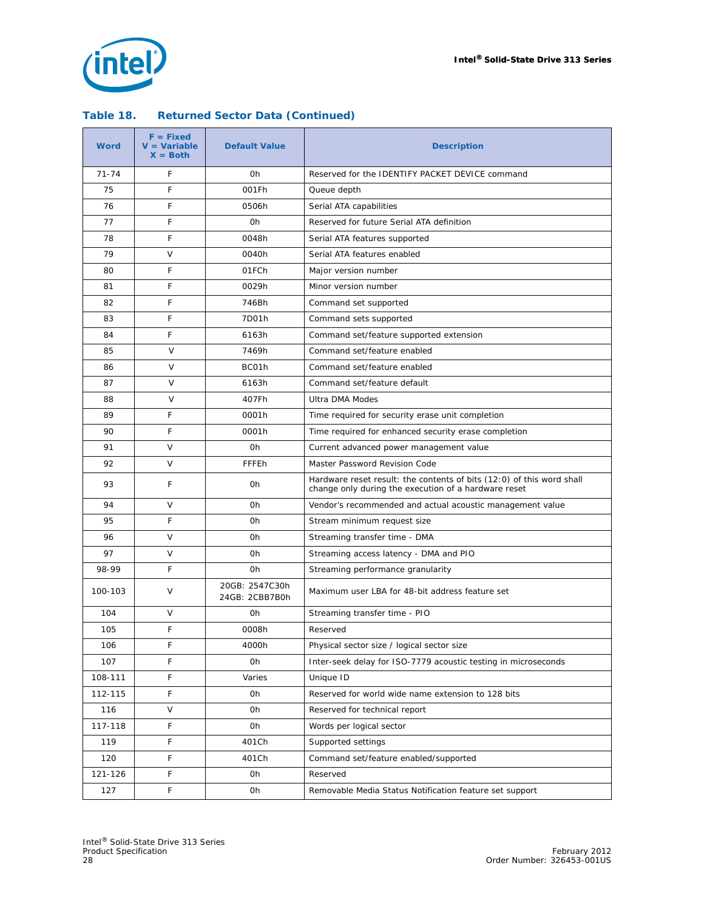### Table 18. Returned Sector Data (Continued)

| Word | F = Fixed V = Variable X = Both | Default Value | Description |
|---|---|---|---|
| 71-74 | F | 0h | Reserved for the IDENTIFY PACKET DEVICE command |
| 75 | F | 001Fh | Queue depth |
| 76 | F | 0506h | Serial ATA capabilities |
| 77 | F | 0h | Reserved for future Serial ATA definition |
| 78 | F | 0048h | Serial ATA features supported |
| 79 | V | 0040h | Serial ATA features enabled |
| 80 | F | 01FCh | Major version number |
| 81 | F | 0029h | Minor version number |
| 82 | F | 746Bh | Command set supported |
| 83 | F | 7D01h | Command sets supported |
| 84 | F | 6163h | Command set/feature supported extension |
| 85 | V | 7469h | Command set/feature enabled |
| 86 | V | BC01h | Command set/feature enabled |
| 87 | V | 6163h | Command set/feature default |
| 88 | V | 407Fh | Ultra DMA Modes |
| 89 | F | 0001h | Time required for security erase unit completion |
| 90 | F | 0001h | Time required for enhanced security erase completion |
| 91 | V | 0h | Current advanced power management value |
| 92 | V | FFFEh | Master Password Revision Code |
| 93 | F | 0h | Hardware reset result: the contents of bits (12:0) of this word shall change only during the execution of a hardware reset |
| 94 | V | 0h | Vendor's recommended and actual acoustic management value |
| 95 | F | 0h | Stream minimum request size |
| 96 | V | 0h | Streaming transfer time - DMA |
| 97 | V | 0h | Streaming access latency - DMA and PIO |
| 98-99 | F | 0h | Streaming performance granularity |
| 100-103 | V | 20GB: 2547C30h 24GB: 2CBB7B0h | Maximum user LBA for 48-bit address feature set |
| 104 | V | 0h | Streaming transfer time - PIO |
| 105 | F | 0008h | Reserved |
| 106 | F | 4000h | Physical sector size / logical sector size |
| 107 | F | 0h | Inter-seek delay for ISO-7779 acoustic testing in microseconds |
| 108-111 | F | Varies | Unique ID |
| 112-115 | F | 0h | Reserved for world wide name extension to 128 bits |
| 116 | V | 0h | Reserved for technical report |
| 117-118 | F | 0h | Words per logical sector |
| 119 | F | 401Ch | Supported settings |
| 120 | F | 401Ch | Command set/feature enabled/supported |
| 121-126 | F | 0h | Reserved |
| 127 | F | 0h | Removable Media Status Notification feature set support |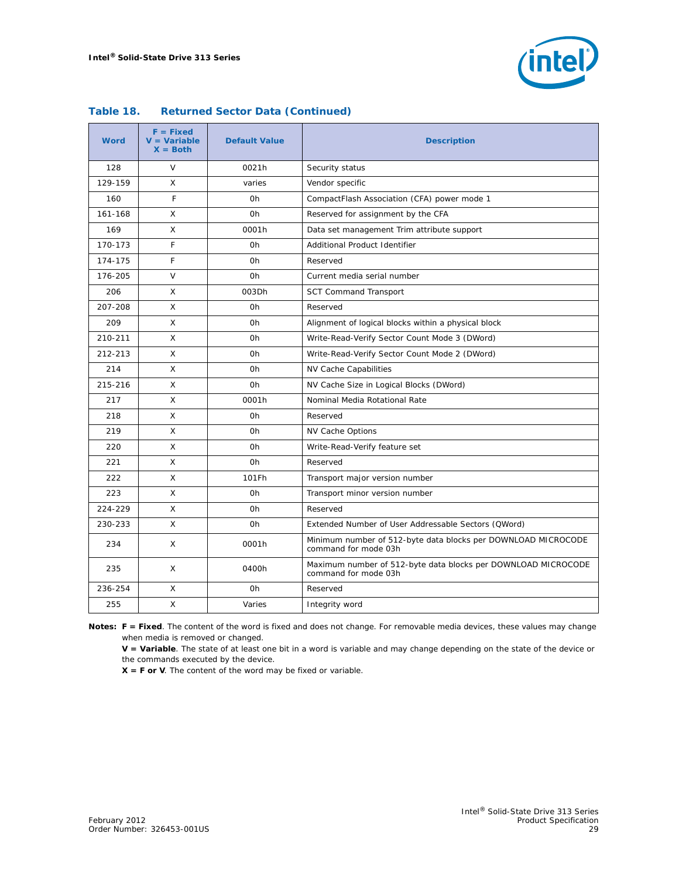### Table 18. Returned Sector Data (Continued)

| Word | F = Fixed V = Variable X = Both | Default Value | Description |
|---|---|---|---|
| 128 | V | 0021h | Security status |
| 129-159 | X | varies | Vendor specific |
| 160 | F | 0h | CompactFlash Association (CFA) power mode 1 |
| 161-168 | X | 0h | Reserved for assignment by the CFA |
| 169 | X | 0001h | Data set management Trim attribute support |
| 170-173 | F | 0h | Additional Product Identifier |
| 174-175 | F | 0h | Reserved |
| 176-205 | V | 0h | Current media serial number |
| 206 | X | 003Dh | SCT Command Transport |
| 207-208 | X | 0h | Reserved |
| 209 | X | 0h | Alignment of logical blocks within a physical block |
| 210-211 | X | 0h | Write-Read-Verify Sector Count Mode 3 (DWord) |
| 212-213 | X | 0h | Write-Read-Verify Sector Count Mode 2 (DWord) |
| 214 | X | 0h | NV Cache Capabilities |
| 215-216 | X | 0h | NV Cache Size in Logical Blocks (DWord) |
| 217 | X | 0001h | Nominal Media Rotational Rate |
| 218 | X | 0h | Reserved |
| 219 | X | 0h | NV Cache Options |
| 220 | X | 0h | Write-Read-Verify feature set |
| 221 | X | 0h | Reserved |
| 222 | X | 101Fh | Transport major version number |
| 223 | X | 0h | Transport minor version number |
| 224-229 | X | 0h | Reserved |
| 230-233 | X | 0h | Extended Number of User Addressable Sectors (QWord) |
| 234 | X | 0001h | Minimum number of 512-byte data blocks per DOWNLOAD MICROCODE command for mode 03h |
| 235 | X | 0400h | Maximum number of 512-byte data blocks per DOWNLOAD MICROCODE command for mode 03h |
| 236-254 | X | 0h | Reserved |
| 255 | X | Varies | Integrity word |

**Notes:** **F = Fixed**. The content of the word is fixed and does not change. For removable media devices, these values may change when media is removed or changed.

**V = Variable**. The state of at least one bit in a word is variable and may change depending on the state of the device or the commands executed by the device.

**X = F or V**. The content of the word may be fixed or variable.